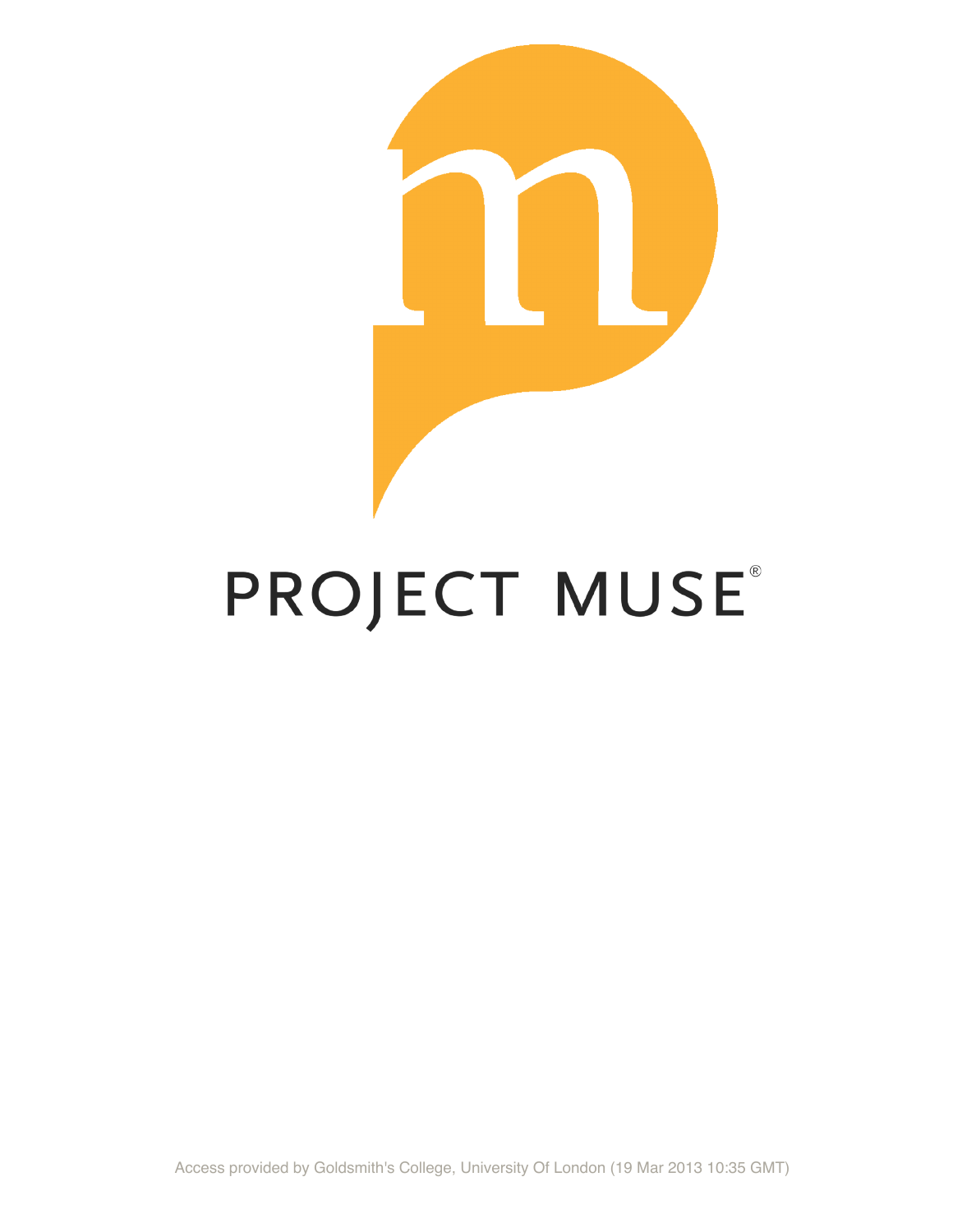PROJECT MUSE®

Access provided by Goldsmith's College, University Of London (19 Mar 2013 10:35 GMT)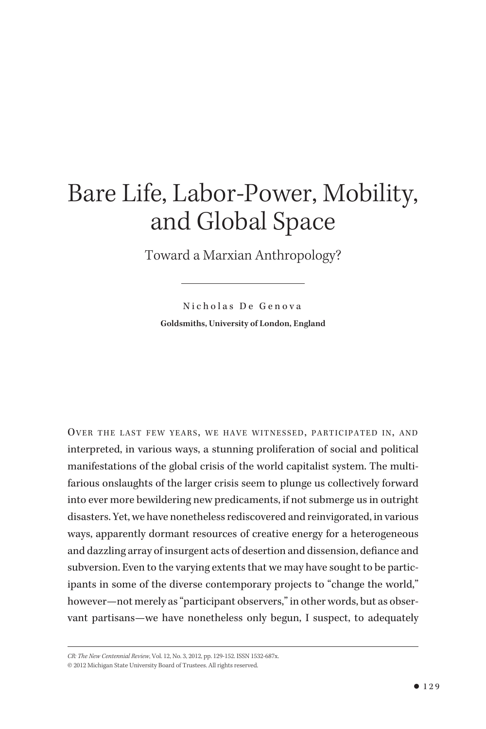# Bare Life, Labor-Power, Mobility, and Global Space

## Toward a Marxian Anthropology?

Nicholas De Genova

**Goldsmiths, University of London, England**

Over the last few years, we have witnessed, participated in, and interpreted, in various ways, a stunning proliferation of social and political manifestations of the global crisis of the world capitalist system. The multifarious onslaughts of the larger crisis seem to plunge us collectively forward into ever more bewildering new predicaments, if not submerge us in outright disasters. Yet, we have nonetheless rediscovered and reinvigorated, in various ways, apparently dormant resources of creative energy for a heterogeneous and dazzling array of insurgent acts of desertion and dissension, defiance and subversion. Even to the varying extents that we may have sought to be participants in some of the diverse contemporary projects to "change the world," however—not merely as "participant observers," in other words, but as observant partisans—we have nonetheless only begun, I suspect, to adequately

*CR: The New Centennial Review*, Vol. 12, No. 3, 2012, pp. 129-152. ISSN 1532-687x.
© 2012 Michigan State University Board of Trustees. All rights reserved.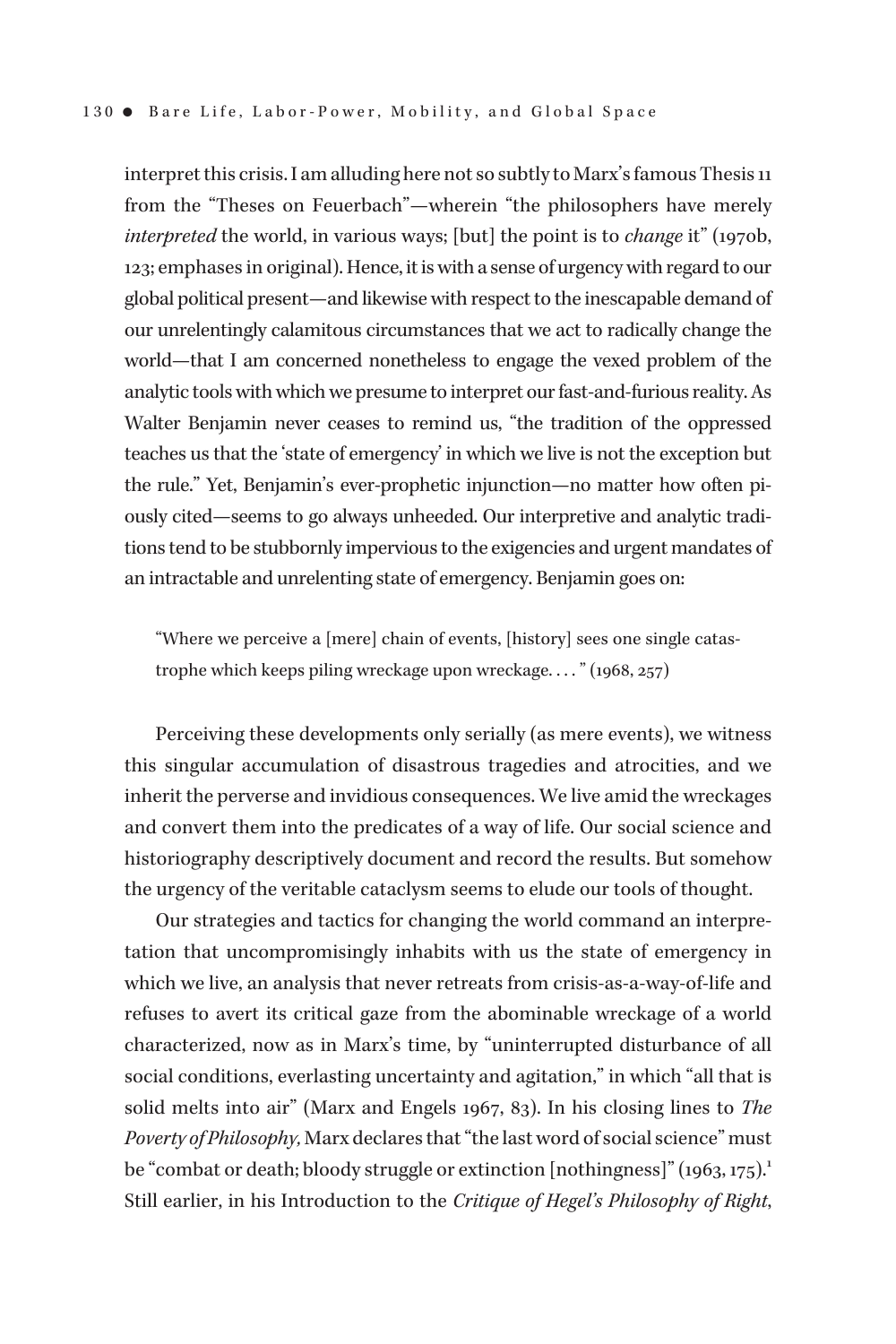interpret this crisis. I am alluding here not so subtly to Marx's famous Thesis 11 from the "Theses on Feuerbach"—wherein "the philosophers have merely *interpreted* the world, in various ways; [but] the point is to *change* it" (1970b, 123; emphases in original). Hence, it is with a sense of urgency with regard to our global political present—and likewise with respect to the inescapable demand of our unrelentingly calamitous circumstances that we act to radically change the world—that I am concerned nonetheless to engage the vexed problem of the analytic tools with which we presume to interpret our fast-and-furious reality. As Walter Benjamin never ceases to remind us, "the tradition of the oppressed teaches us that the 'state of emergency' in which we live is not the exception but the rule." Yet, Benjamin's ever-prophetic injunction—no matter how often piously cited—seems to go always unheeded. Our interpretive and analytic traditions tend to be stubbornly impervious to the exigencies and urgent mandates of an intractable and unrelenting state of emergency. Benjamin goes on:

> "Where we perceive a [mere] chain of events, [history] sees one single catastrophe which keeps piling wreckage upon wreckage. . . . " (1968, 257)

Perceiving these developments only serially (as mere events), we witness this singular accumulation of disastrous tragedies and atrocities, and we inherit the perverse and invidious consequences. We live amid the wreckages and convert them into the predicates of a way of life. Our social science and historiography descriptively document and record the results. But somehow the urgency of the veritable cataclysm seems to elude our tools of thought.

Our strategies and tactics for changing the world command an interpretation that uncompromisingly inhabits with us the state of emergency in which we live, an analysis that never retreats from crisis-as-a-way-of-life and refuses to avert its critical gaze from the abominable wreckage of a world characterized, now as in Marx's time, by "uninterrupted disturbance of all social conditions, everlasting uncertainty and agitation," in which "all that is solid melts into air" (Marx and Engels 1967, 83). In his closing lines to *The Poverty of Philosophy,* Marx declares that "the last word of social science" must be "combat or death; bloody struggle or extinction [nothingness]" (1963, 175).[1] Still earlier, in his Introduction to the *Critique of Hegel's Philosophy of Right*,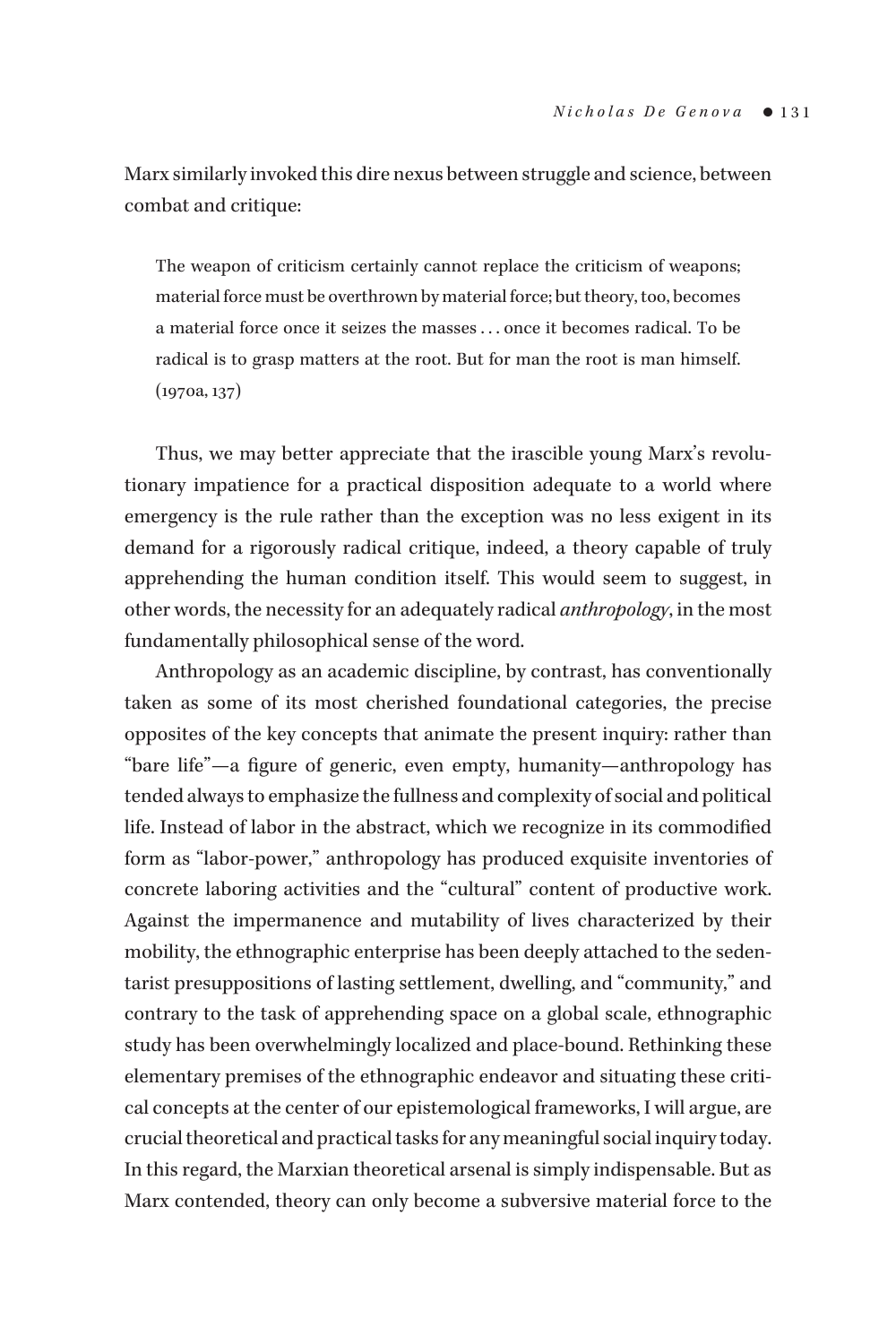Marx similarly invoked this dire nexus between struggle and science, between combat and critique:

> The weapon of criticism certainly cannot replace the criticism of weapons; material force must be overthrown by material force; but theory, too, becomes a material force once it seizes the masses . . . once it becomes radical. To be radical is to grasp matters at the root. But for man the root is man himself. (1970a, 137)

Thus, we may better appreciate that the irascible young Marx's revolutionary impatience for a practical disposition adequate to a world where emergency is the rule rather than the exception was no less exigent in its demand for a rigorously radical critique, indeed, a theory capable of truly apprehending the human condition itself. This would seem to suggest, in other words, the necessity for an adequately radical *anthropology*, in the most fundamentally philosophical sense of the word.

Anthropology as an academic discipline, by contrast, has conventionally taken as some of its most cherished foundational categories, the precise opposites of the key concepts that animate the present inquiry: rather than "bare life"—a figure of generic, even empty, humanity—anthropology has tended always to emphasize the fullness and complexity of social and political life. Instead of labor in the abstract, which we recognize in its commodified form as "labor-power," anthropology has produced exquisite inventories of concrete laboring activities and the "cultural" content of productive work. Against the impermanence and mutability of lives characterized by their mobility, the ethnographic enterprise has been deeply attached to the sedentarist presuppositions of lasting settlement, dwelling, and "community," and contrary to the task of apprehending space on a global scale, ethnographic study has been overwhelmingly localized and place-bound. Rethinking these elementary premises of the ethnographic endeavor and situating these critical concepts at the center of our epistemological frameworks, I will argue, are crucial theoretical and practical tasks for any meaningful social inquiry today. In this regard, the Marxian theoretical arsenal is simply indispensable. But as Marx contended, theory can only become a subversive material force to the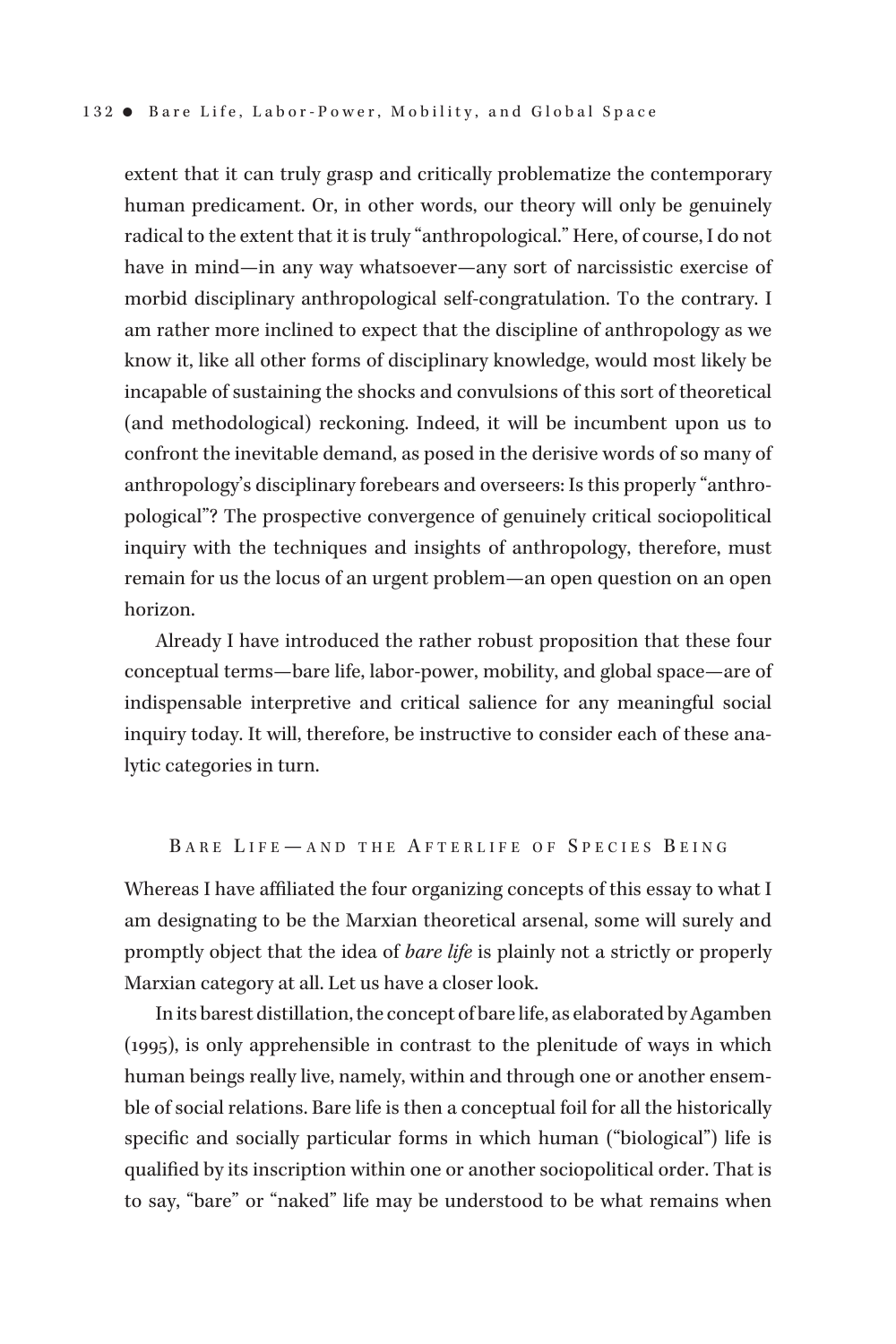extent that it can truly grasp and critically problematize the contemporary human predicament. Or, in other words, our theory will only be genuinely radical to the extent that it is truly "anthropological." Here, of course, I do not have in mind—in any way whatsoever—any sort of narcissistic exercise of morbid disciplinary anthropological self-congratulation. To the contrary. I am rather more inclined to expect that the discipline of anthropology as we know it, like all other forms of disciplinary knowledge, would most likely be incapable of sustaining the shocks and convulsions of this sort of theoretical (and methodological) reckoning. Indeed, it will be incumbent upon us to confront the inevitable demand, as posed in the derisive words of so many of anthropology's disciplinary forebears and overseers: Is this properly "anthropological"? The prospective convergence of genuinely critical sociopolitical inquiry with the techniques and insights of anthropology, therefore, must remain for us the locus of an urgent problem—an open question on an open horizon.

Already I have introduced the rather robust proposition that these four conceptual terms—bare life, labor-power, mobility, and global space—are of indispensable interpretive and critical salience for any meaningful social inquiry today. It will, therefore, be instructive to consider each of these analytic categories in turn.

## Bare Life—and the Afterlife of Species Being

Whereas I have affiliated the four organizing concepts of this essay to what I am designating to be the Marxian theoretical arsenal, some will surely and promptly object that the idea of *bare life* is plainly not a strictly or properly Marxian category at all. Let us have a closer look.

In its barest distillation, the concept of bare life, as elaborated by Agamben (1995), is only apprehensible in contrast to the plenitude of ways in which human beings really live, namely, within and through one or another ensemble of social relations. Bare life is then a conceptual foil for all the historically specific and socially particular forms in which human ("biological") life is qualified by its inscription within one or another sociopolitical order. That is to say, "bare" or "naked" life may be understood to be what remains when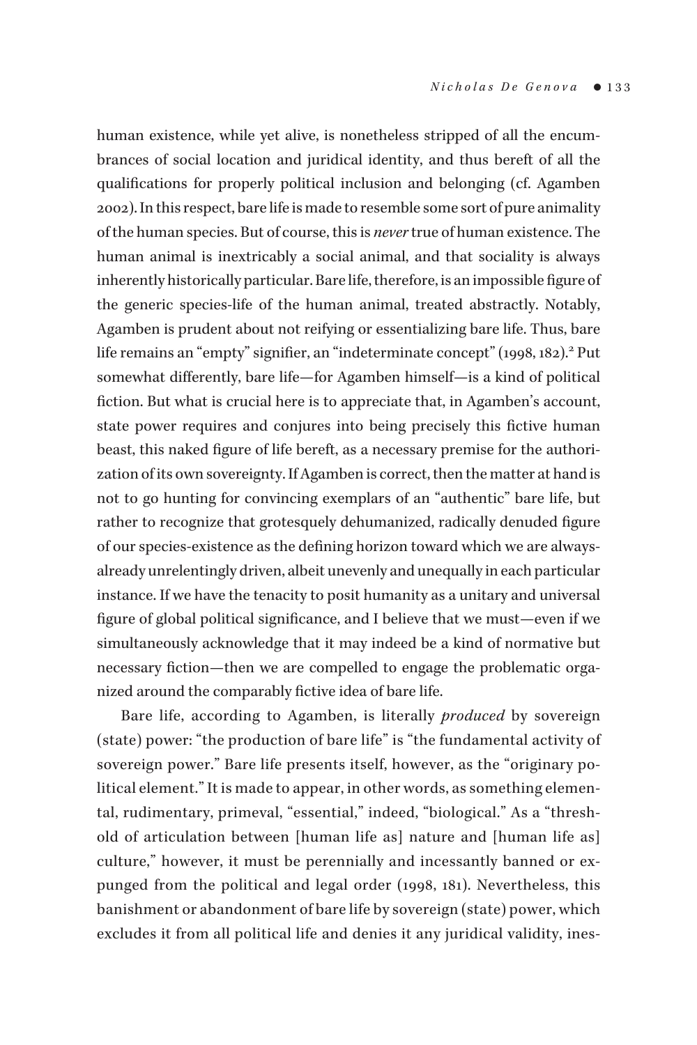human existence, while yet alive, is nonetheless stripped of all the encumbrances of social location and juridical identity, and thus bereft of all the qualifications for properly political inclusion and belonging (cf. Agamben 2002). In this respect, bare life is made to resemble some sort of pure animality of the human species. But of course, this is *never* true of human existence. The human animal is inextricably a social animal, and that sociality is always inherently historically particular. Bare life, therefore, is an impossible figure of the generic species-life of the human animal, treated abstractly. Notably, Agamben is prudent about not reifying or essentializing bare life. Thus, bare life remains an "empty" signifier, an "indeterminate concept" (1998, 182).[2] Put somewhat differently, bare life—for Agamben himself—is a kind of political fiction. But what is crucial here is to appreciate that, in Agamben's account, state power requires and conjures into being precisely this fictive human beast, this naked figure of life bereft, as a necessary premise for the authorization of its own sovereignty. If Agamben is correct, then the matter at hand is not to go hunting for convincing exemplars of an "authentic" bare life, but rather to recognize that grotesquely dehumanized, radically denuded figure of our species-existence as the defining horizon toward which we are always-already unrelentingly driven, albeit unevenly and unequally in each particular instance. If we have the tenacity to posit humanity as a unitary and universal figure of global political significance, and I believe that we must—even if we simultaneously acknowledge that it may indeed be a kind of normative but necessary fiction—then we are compelled to engage the problematic organized around the comparably fictive idea of bare life.

Bare life, according to Agamben, is literally *produced* by sovereign (state) power: "the production of bare life" is "the fundamental activity of sovereign power." Bare life presents itself, however, as the "originary political element." It is made to appear, in other words, as something elemental, rudimentary, primeval, "essential," indeed, "biological." As a "threshold of articulation between [human life as] nature and [human life as] culture," however, it must be perennially and incessantly banned or expunged from the political and legal order (1998, 181). Nevertheless, this banishment or abandonment of bare life by sovereign (state) power, which excludes it from all political life and denies it any juridical validity, ines-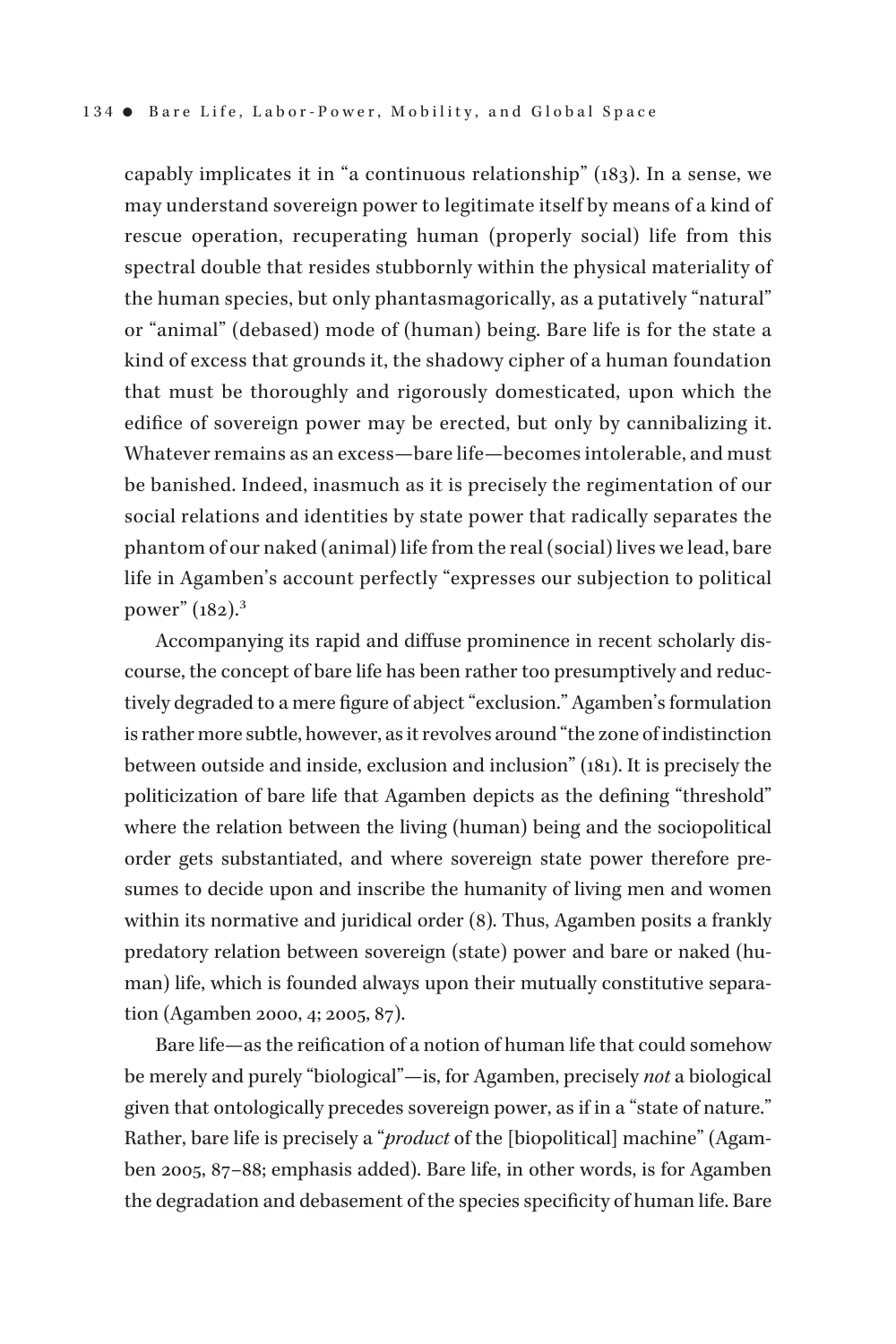capably implicates it in "a continuous relationship" (183). In a sense, we may understand sovereign power to legitimate itself by means of a kind of rescue operation, recuperating human (properly social) life from this spectral double that resides stubbornly within the physical materiality of the human species, but only phantasmagorically, as a putatively "natural" or "animal" (debased) mode of (human) being. Bare life is for the state a kind of excess that grounds it, the shadowy cipher of a human foundation that must be thoroughly and rigorously domesticated, upon which the edifice of sovereign power may be erected, but only by cannibalizing it. Whatever remains as an excess—bare life—becomes intolerable, and must be banished. Indeed, inasmuch as it is precisely the regimentation of our social relations and identities by state power that radically separates the phantom of our naked (animal) life from the real (social) lives we lead, bare life in Agamben's account perfectly "expresses our subjection to political power" (182).[3]

Accompanying its rapid and diffuse prominence in recent scholarly discourse, the concept of bare life has been rather too presumptively and reductively degraded to a mere figure of abject "exclusion." Agamben's formulation is rather more subtle, however, as it revolves around "the zone of indistinction between outside and inside, exclusion and inclusion" (181). It is precisely the politicization of bare life that Agamben depicts as the defining "threshold" where the relation between the living (human) being and the sociopolitical order gets substantiated, and where sovereign state power therefore presumes to decide upon and inscribe the humanity of living men and women within its normative and juridical order (8). Thus, Agamben posits a frankly predatory relation between sovereign (state) power and bare or naked (human) life, which is founded always upon their mutually constitutive separation (Agamben 2000, 4; 2005, 87).

Bare life—as the reification of a notion of human life that could somehow be merely and purely "biological"—is, for Agamben, precisely *not* a biological given that ontologically precedes sovereign power, as if in a "state of nature." Rather, bare life is precisely a "*product* of the [biopolitical] machine" (Agamben 2005, 87–88; emphasis added). Bare life, in other words, is for Agamben the degradation and debasement of the species specificity of human life. Bare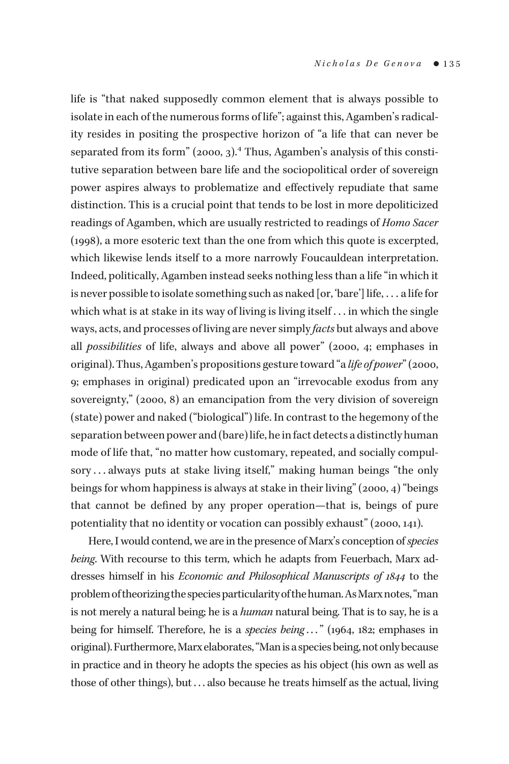life is "that naked supposedly common element that is always possible to isolate in each of the numerous forms of life"; against this, Agamben's radicality resides in positing the prospective horizon of "a life that can never be separated from its form" (2000, 3).[4] Thus, Agamben's analysis of this constitutive separation between bare life and the sociopolitical order of sovereign power aspires always to problematize and effectively repudiate that same distinction. This is a crucial point that tends to be lost in more depoliticized readings of Agamben, which are usually restricted to readings of *Homo Sacer* (1998), a more esoteric text than the one from which this quote is excerpted, which likewise lends itself to a more narrowly Foucauldean interpretation. Indeed, politically, Agamben instead seeks nothing less than a life "in which it is never possible to isolate something such as naked [or, 'bare'] life, . . . a life for which what is at stake in its way of living is living itself . . . in which the single ways, acts, and processes of living are never simply *facts* but always and above all *possibilities* of life, always and above all power" (2000, 4; emphases in original). Thus, Agamben's propositions gesture toward "a *life of power*" (2000, 9; emphases in original) predicated upon an "irrevocable exodus from any sovereignty," (2000, 8) an emancipation from the very division of sovereign (state) power and naked ("biological") life. In contrast to the hegemony of the separation between power and (bare) life, he in fact detects a distinctly human mode of life that, "no matter how customary, repeated, and socially compulsory . . . always puts at stake living itself," making human beings "the only beings for whom happiness is always at stake in their living" (2000, 4) "beings that cannot be defined by any proper operation—that is, beings of pure potentiality that no identity or vocation can possibly exhaust" (2000, 141).

Here, I would contend, we are in the presence of Marx's conception of *species being*. With recourse to this term, which he adapts from Feuerbach, Marx addresses himself in his *Economic and Philosophical Manuscripts of 1844* to the problem of theorizing the species particularity of the human. As Marx notes, "man is not merely a natural being; he is a *human* natural being. That is to say, he is a being for himself. Therefore, he is a *species being* . . ." (1964, 182; emphases in original). Furthermore, Marx elaborates, "Man is a species being, not only because in practice and in theory he adopts the species as his object (his own as well as those of other things), but . . . also because he treats himself as the actual, living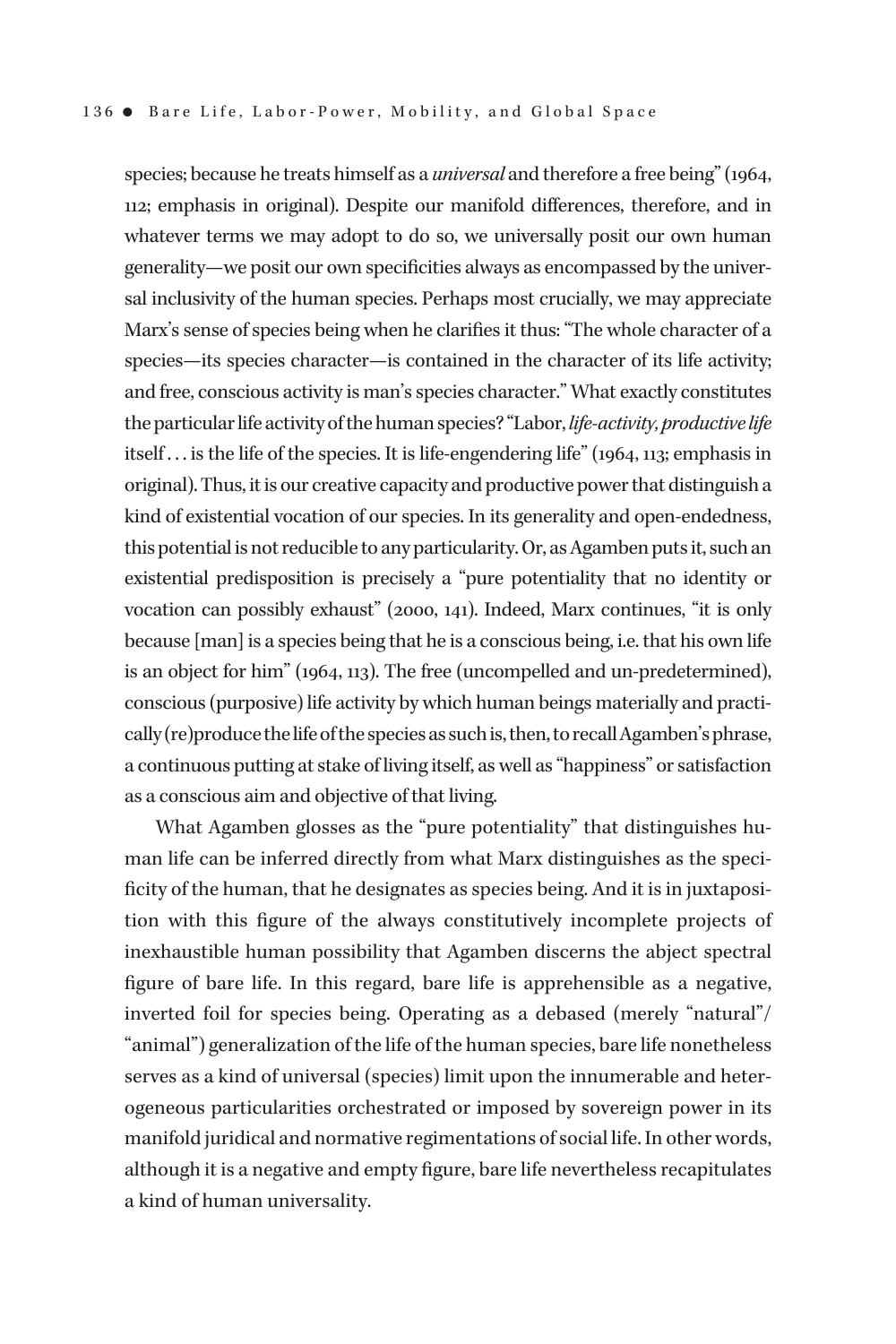species; because he treats himself as a *universal* and therefore a free being" (1964, 112; emphasis in original). Despite our manifold differences, therefore, and in whatever terms we may adopt to do so, we universally posit our own human generality—we posit our own specificities always as encompassed by the universal inclusivity of the human species. Perhaps most crucially, we may appreciate Marx's sense of species being when he clarifies it thus: "The whole character of a species—its species character—is contained in the character of its life activity; and free, conscious activity is man's species character." What exactly constitutes the particular life activity of the human species? "Labor, *life-activity, productive life* itself . . . is the life of the species. It is life-engendering life" (1964, 113; emphasis in original). Thus, it is our creative capacity and productive power that distinguish a kind of existential vocation of our species. In its generality and open-endedness, this potential is not reducible to any particularity. Or, as Agamben puts it, such an existential predisposition is precisely a "pure potentiality that no identity or vocation can possibly exhaust" (2000, 141). Indeed, Marx continues, "it is only because [man] is a species being that he is a conscious being, i.e. that his own life is an object for him" (1964, 113). The free (uncompelled and un-predetermined), conscious (purposive) life activity by which human beings materially and practically (re)produce the life of the species as such is, then, to recall Agamben's phrase, a continuous putting at stake of living itself, as well as "happiness" or satisfaction as a conscious aim and objective of that living.

What Agamben glosses as the "pure potentiality" that distinguishes human life can be inferred directly from what Marx distinguishes as the specificity of the human, that he designates as species being. And it is in juxtaposition with this figure of the always constitutively incomplete projects of inexhaustible human possibility that Agamben discerns the abject spectral figure of bare life. In this regard, bare life is apprehensible as a negative, inverted foil for species being. Operating as a debased (merely "natural"/ "animal") generalization of the life of the human species, bare life nonetheless serves as a kind of universal (species) limit upon the innumerable and heterogeneous particularities orchestrated or imposed by sovereign power in its manifold juridical and normative regimentations of social life. In other words, although it is a negative and empty figure, bare life nevertheless recapitulates a kind of human universality.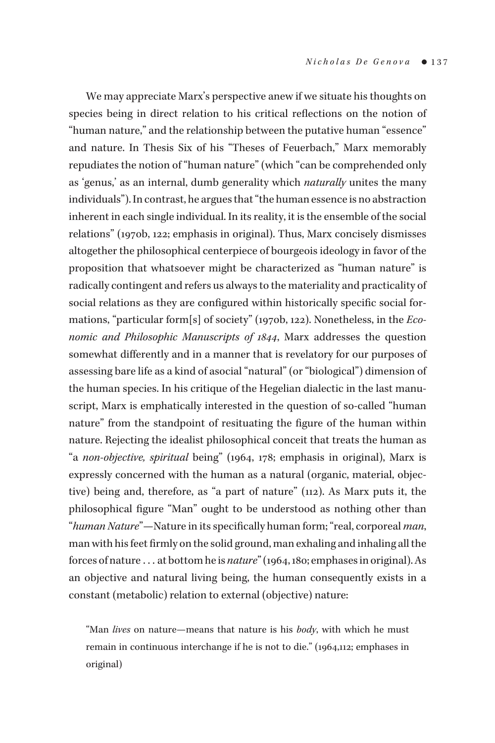We may appreciate Marx's perspective anew if we situate his thoughts on species being in direct relation to his critical reflections on the notion of "human nature," and the relationship between the putative human "essence" and nature. In Thesis Six of his "Theses of Feuerbach," Marx memorably repudiates the notion of "human nature" (which "can be comprehended only as 'genus,' as an internal, dumb generality which *naturally* unites the many individuals"). In contrast, he argues that "the human essence is no abstraction inherent in each single individual. In its reality, it is the ensemble of the social relations" (1970b, 122; emphasis in original). Thus, Marx concisely dismisses altogether the philosophical centerpiece of bourgeois ideology in favor of the proposition that whatsoever might be characterized as "human nature" is radically contingent and refers us always to the materiality and practicality of social relations as they are configured within historically specific social formations, "particular form[s] of society" (1970b, 122). Nonetheless, in the *Economic and Philosophic Manuscripts of 1844*, Marx addresses the question somewhat differently and in a manner that is revelatory for our purposes of assessing bare life as a kind of asocial "natural" (or "biological") dimension of the human species. In his critique of the Hegelian dialectic in the last manuscript, Marx is emphatically interested in the question of so-called "human nature" from the standpoint of resituating the figure of the human within nature. Rejecting the idealist philosophical conceit that treats the human as "a *non-objective, spiritual* being" (1964, 178; emphasis in original), Marx is expressly concerned with the human as a natural (organic, material, objective) being and, therefore, as "a part of nature" (112). As Marx puts it, the philosophical figure "Man" ought to be understood as nothing other than "*human Nature*"—Nature in its specifically human form; "real, corporeal *man*, man with his feet firmly on the solid ground, man exhaling and inhaling all the forces of nature . . . at bottom he is *nature*" (1964, 180; emphases in original). As an objective and natural living being, the human consequently exists in a constant (metabolic) relation to external (objective) nature:

> "Man *lives* on nature—means that nature is his *body*, with which he must remain in continuous interchange if he is not to die." (1964,112; emphases in original)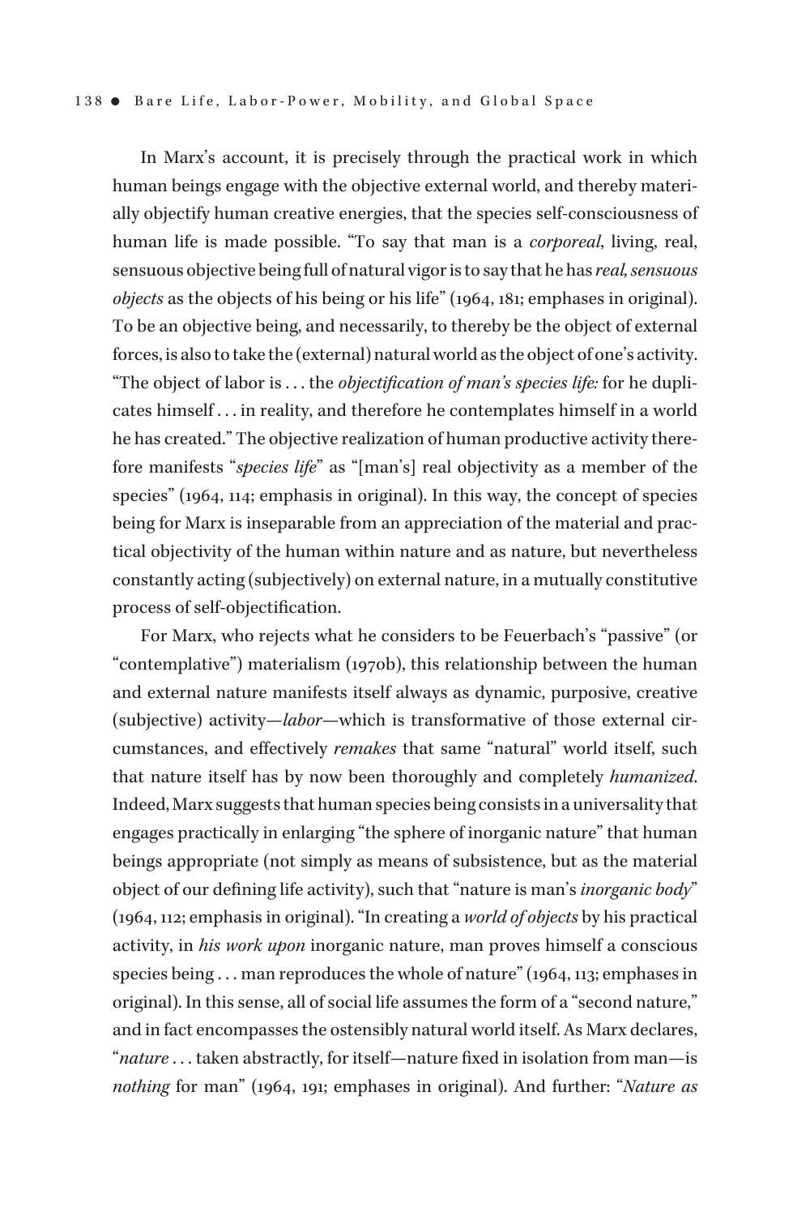In Marx's account, it is precisely through the practical work in which human beings engage with the objective external world, and thereby materially objectify human creative energies, that the species self-consciousness of human life is made possible. "To say that man is a *corporeal*, living, real, sensuous objective being full of natural vigor is to say that he has *real, sensuous objects* as the objects of his being or his life" (1964, 181; emphases in original). To be an objective being, and necessarily, to thereby be the object of external forces, is also to take the (external) natural world as the object of one's activity. "The object of labor is . . . the *objectification of man's species life:* for he duplicates himself . . . in reality, and therefore he contemplates himself in a world he has created." The objective realization of human productive activity therefore manifests "*species life*" as "[man's] real objectivity as a member of the species" (1964, 114; emphasis in original). In this way, the concept of species being for Marx is inseparable from an appreciation of the material and practical objectivity of the human within nature and as nature, but nevertheless constantly acting (subjectively) on external nature, in a mutually constitutive process of self-objectification.

For Marx, who rejects what he considers to be Feuerbach's "passive" (or "contemplative") materialism (1970b), this relationship between the human and external nature manifests itself always as dynamic, purposive, creative (subjective) activity—*labor*—which is transformative of those external circumstances, and effectively *remakes* that same "natural" world itself, such that nature itself has by now been thoroughly and completely *humanized*. Indeed, Marx suggests that human species being consists in a universality that engages practically in enlarging "the sphere of inorganic nature" that human beings appropriate (not simply as means of subsistence, but as the material object of our defining life activity), such that "nature is man's *inorganic body*" (1964, 112; emphasis in original). "In creating a *world of objects* by his practical activity, in *his work upon* inorganic nature, man proves himself a conscious species being . . . man reproduces the whole of nature" (1964, 113; emphases in original). In this sense, all of social life assumes the form of a "second nature," and in fact encompasses the ostensibly natural world itself. As Marx declares, "*nature* . . . taken abstractly, for itself—nature fixed in isolation from man—is *nothing* for man" (1964, 191; emphases in original). And further: "*Nature as*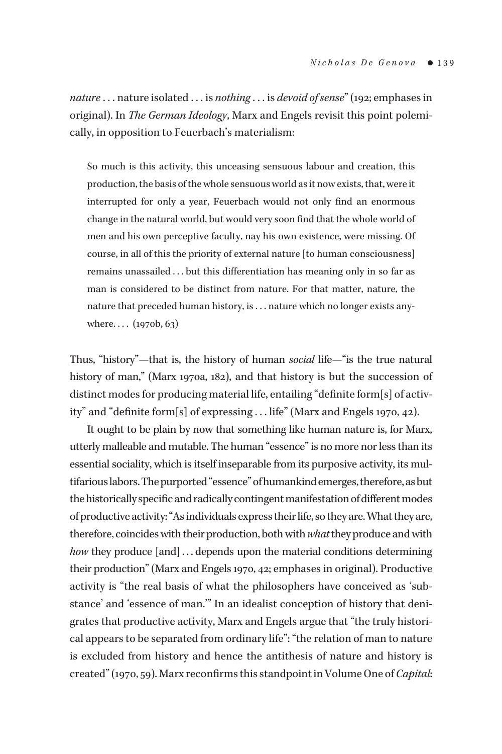*nature* . . . nature isolated . . . is *nothing* . . . is *devoid of sense*" (192; emphases in original). In *The German Ideology*, Marx and Engels revisit this point polemically, in opposition to Feuerbach's materialism:

> So much is this activity, this unceasing sensuous labour and creation, this production, the basis of the whole sensuous world as it now exists, that, were it interrupted for only a year, Feuerbach would not only find an enormous change in the natural world, but would very soon find that the whole world of men and his own perceptive faculty, nay his own existence, were missing. Of course, in all of this the priority of external nature [to human consciousness] remains unassailed . . . but this differentiation has meaning only in so far as man is considered to be distinct from nature. For that matter, nature, the nature that preceded human history, is . . . nature which no longer exists anywhere. . . . (1970b, 63)

Thus, "history"—that is, the history of human *social* life—"is the true natural history of man," (Marx 1970a, 182), and that history is but the succession of distinct modes for producing material life, entailing "definite form[s] of activity" and "definite form[s] of expressing . . . life" (Marx and Engels 1970, 42).

It ought to be plain by now that something like human nature is, for Marx, utterly malleable and mutable. The human "essence" is no more nor less than its essential sociality, which is itself inseparable from its purposive activity, its multifarious labors. The purported "essence" of humankind emerges, therefore, as but the historically specific and radically contingent manifestation of different modes of productive activity: "As individuals express their life, so they are. What they are, therefore, coincides with their production, both with *what* they produce and with *how* they produce [and] . . . depends upon the material conditions determining their production" (Marx and Engels 1970, 42; emphases in original). Productive activity is "the real basis of what the philosophers have conceived as 'substance' and 'essence of man.'" In an idealist conception of history that denigrates that productive activity, Marx and Engels argue that "the truly historical appears to be separated from ordinary life": "the relation of man to nature is excluded from history and hence the antithesis of nature and history is created" (1970, 59). Marx reconfirms this standpoint in Volume One of *Capital*: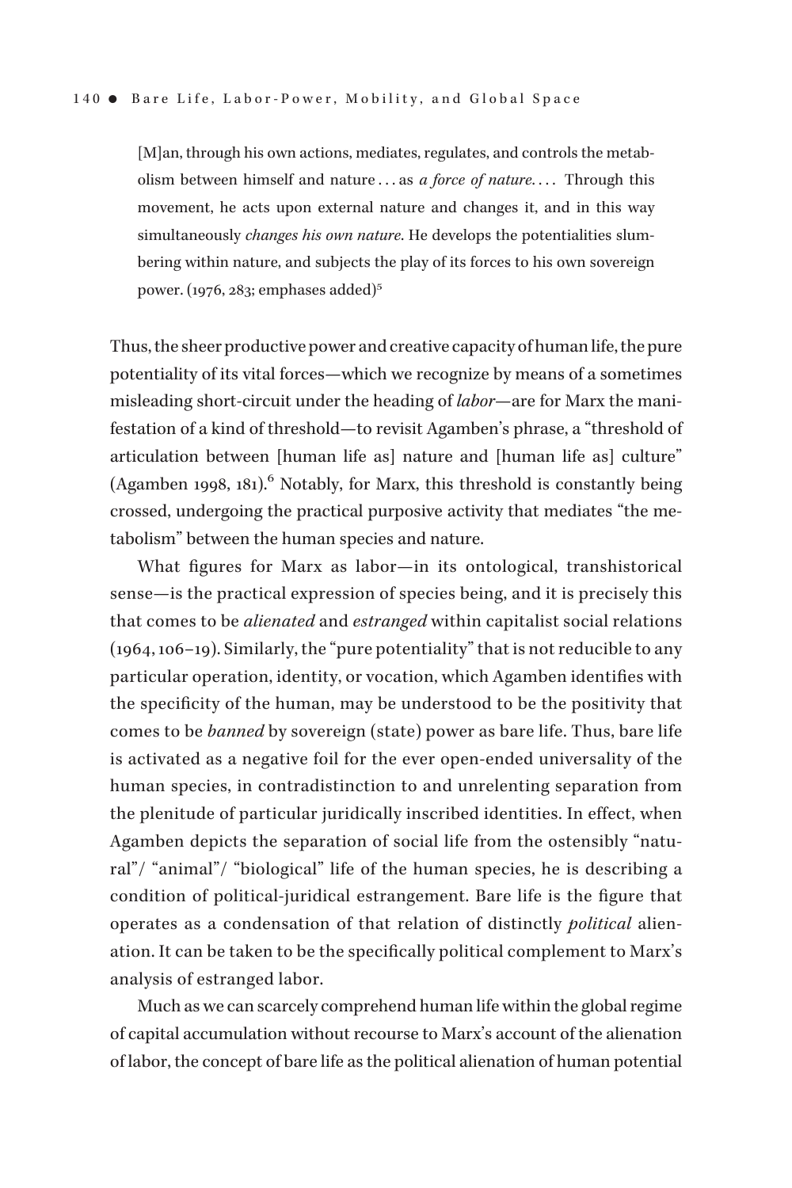> [M]an, through his own actions, mediates, regulates, and controls the metabolism between himself and nature . . . as *a force of nature*. . . . Through this movement, he acts upon external nature and changes it, and in this way simultaneously *changes his own nature*. He develops the potentialities slumbering within nature, and subjects the play of its forces to his own sovereign power. (1976, 283; emphases added)[5]

Thus, the sheer productive power and creative capacity of human life, the pure potentiality of its vital forces—which we recognize by means of a sometimes misleading short-circuit under the heading of *labor*—are for Marx the manifestation of a kind of threshold—to revisit Agamben's phrase, a "threshold of articulation between [human life as] nature and [human life as] culture" (Agamben 1998, 181).[6] Notably, for Marx, this threshold is constantly being crossed, undergoing the practical purposive activity that mediates "the metabolism" between the human species and nature.

What figures for Marx as labor—in its ontological, transhistorical sense—is the practical expression of species being, and it is precisely this that comes to be *alienated* and *estranged* within capitalist social relations (1964, 106–19). Similarly, the "pure potentiality" that is not reducible to any particular operation, identity, or vocation, which Agamben identifies with the specificity of the human, may be understood to be the positivity that comes to be *banned* by sovereign (state) power as bare life. Thus, bare life is activated as a negative foil for the ever open-ended universality of the human species, in contradistinction to and unrelenting separation from the plenitude of particular juridically inscribed identities. In effect, when Agamben depicts the separation of social life from the ostensibly "natural"/ "animal"/ "biological" life of the human species, he is describing a condition of political-juridical estrangement. Bare life is the figure that operates as a condensation of that relation of distinctly *political* alienation. It can be taken to be the specifically political complement to Marx's analysis of estranged labor.

Much as we can scarcely comprehend human life within the global regime of capital accumulation without recourse to Marx's account of the alienation of labor, the concept of bare life as the political alienation of human potential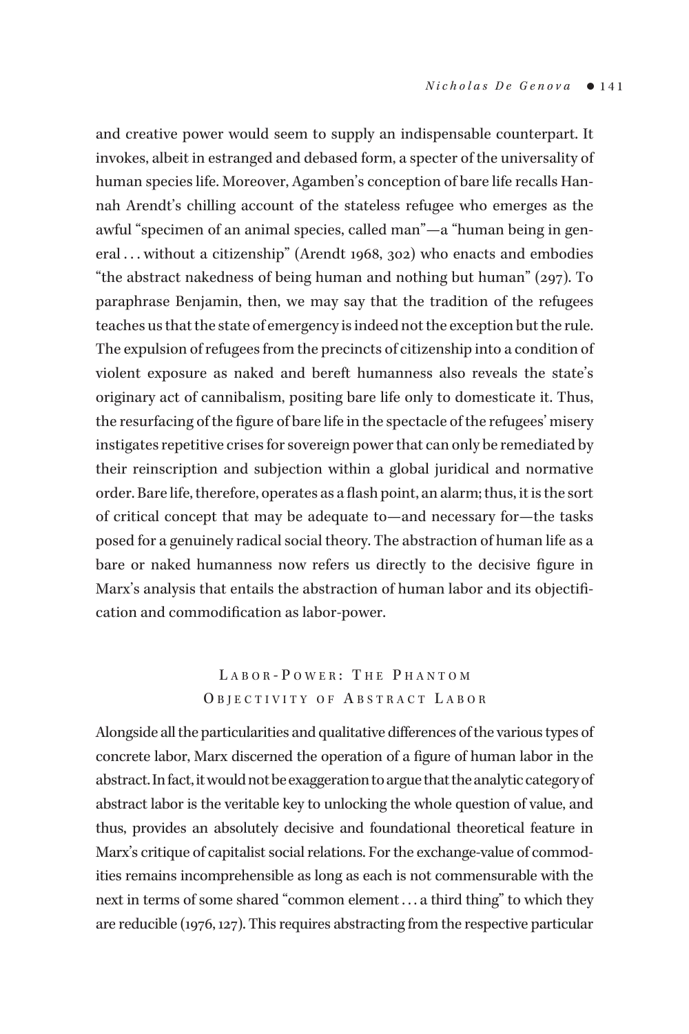and creative power would seem to supply an indispensable counterpart. It invokes, albeit in estranged and debased form, a specter of the universality of human species life. Moreover, Agamben's conception of bare life recalls Hannah Arendt's chilling account of the stateless refugee who emerges as the awful "specimen of an animal species, called man"—a "human being in general . . . without a citizenship" (Arendt 1968, 302) who enacts and embodies "the abstract nakedness of being human and nothing but human" (297). To paraphrase Benjamin, then, we may say that the tradition of the refugees teaches us that the state of emergency is indeed not the exception but the rule. The expulsion of refugees from the precincts of citizenship into a condition of violent exposure as naked and bereft humanness also reveals the state's originary act of cannibalism, positing bare life only to domesticate it. Thus, the resurfacing of the figure of bare life in the spectacle of the refugees' misery instigates repetitive crises for sovereign power that can only be remediated by their reinscription and subjection within a global juridical and normative order. Bare life, therefore, operates as a flash point, an alarm; thus, it is the sort of critical concept that may be adequate to—and necessary for—the tasks posed for a genuinely radical social theory. The abstraction of human life as a bare or naked humanness now refers us directly to the decisive figure in Marx's analysis that entails the abstraction of human labor and its objectification and commodification as labor-power.

## Labor-Power: The Phantom Objectivity of Abstract Labor

Alongside all the particularities and qualitative differences of the various types of concrete labor, Marx discerned the operation of a figure of human labor in the abstract. In fact, it would not be exaggeration to argue that the analytic category of abstract labor is the veritable key to unlocking the whole question of value, and thus, provides an absolutely decisive and foundational theoretical feature in Marx's critique of capitalist social relations. For the exchange-value of commodities remains incomprehensible as long as each is not commensurable with the next in terms of some shared "common element . . . a third thing" to which they are reducible (1976, 127). This requires abstracting from the respective particular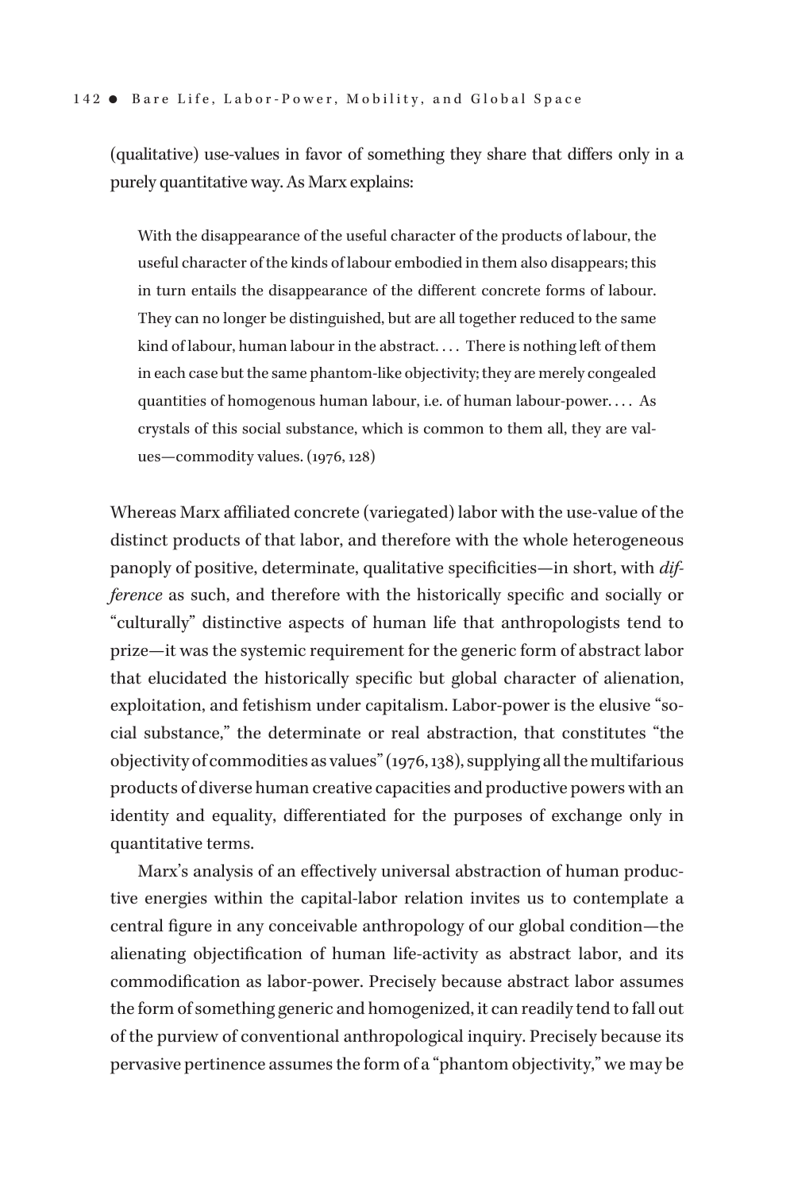(qualitative) use-values in favor of something they share that differs only in a purely quantitative way. As Marx explains:

> With the disappearance of the useful character of the products of labour, the useful character of the kinds of labour embodied in them also disappears; this in turn entails the disappearance of the different concrete forms of labour. They can no longer be distinguished, but are all together reduced to the same kind of labour, human labour in the abstract. . . . There is nothing left of them in each case but the same phantom-like objectivity; they are merely congealed quantities of homogenous human labour, i.e. of human labour-power. . . . As crystals of this social substance, which is common to them all, they are values—commodity values. (1976, 128)

Whereas Marx affiliated concrete (variegated) labor with the use-value of the distinct products of that labor, and therefore with the whole heterogeneous panoply of positive, determinate, qualitative specificities—in short, with *difference* as such, and therefore with the historically specific and socially or "culturally" distinctive aspects of human life that anthropologists tend to prize—it was the systemic requirement for the generic form of abstract labor that elucidated the historically specific but global character of alienation, exploitation, and fetishism under capitalism. Labor-power is the elusive "social substance," the determinate or real abstraction, that constitutes "the objectivity of commodities as values" (1976, 138), supplying all the multifarious products of diverse human creative capacities and productive powers with an identity and equality, differentiated for the purposes of exchange only in quantitative terms.

Marx's analysis of an effectively universal abstraction of human productive energies within the capital-labor relation invites us to contemplate a central figure in any conceivable anthropology of our global condition—the alienating objectification of human life-activity as abstract labor, and its commodification as labor-power. Precisely because abstract labor assumes the form of something generic and homogenized, it can readily tend to fall out of the purview of conventional anthropological inquiry. Precisely because its pervasive pertinence assumes the form of a "phantom objectivity," we may be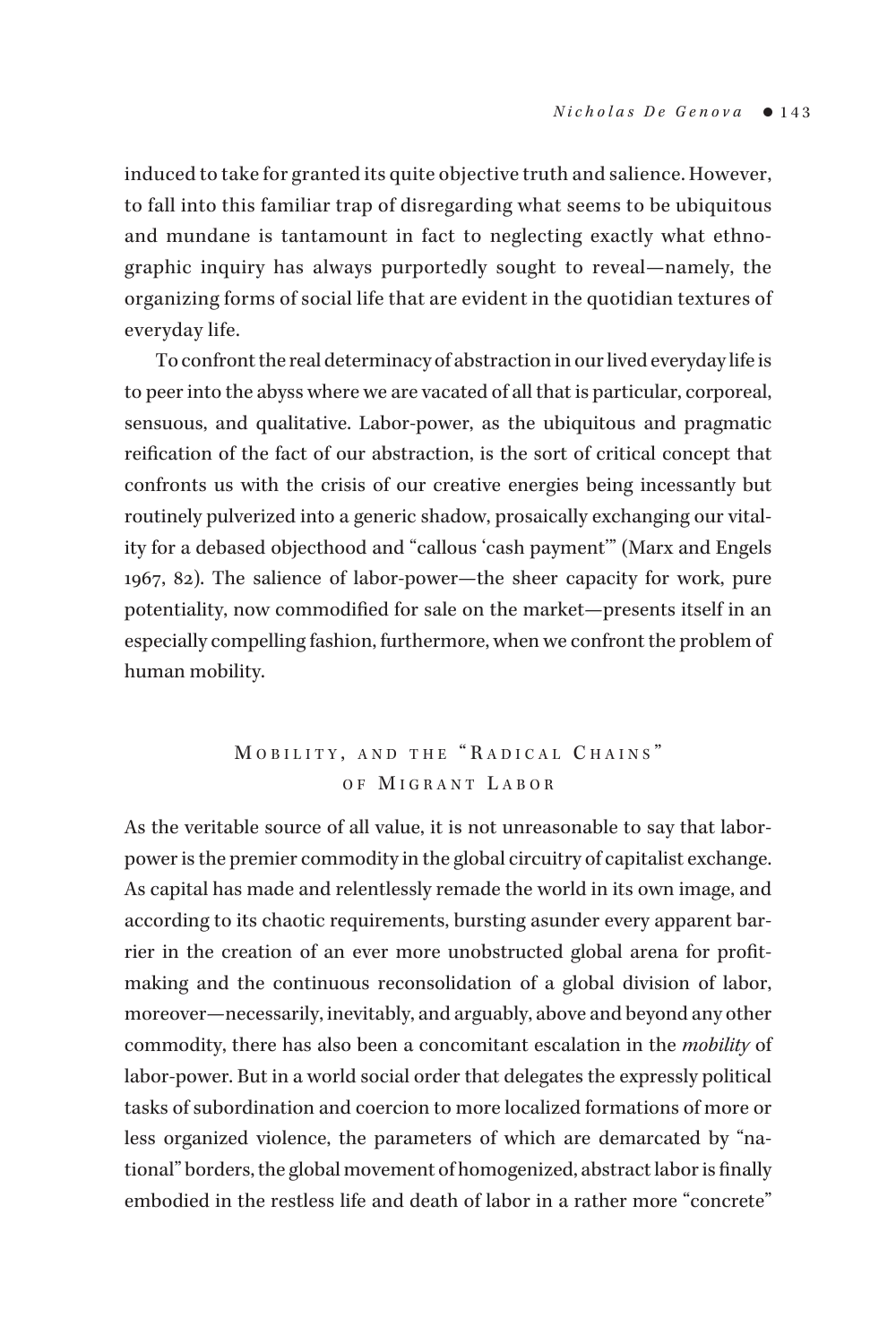induced to take for granted its quite objective truth and salience. However, to fall into this familiar trap of disregarding what seems to be ubiquitous and mundane is tantamount in fact to neglecting exactly what ethnographic inquiry has always purportedly sought to reveal—namely, the organizing forms of social life that are evident in the quotidian textures of everyday life.

To confront the real determinacy of abstraction in our lived everyday life is to peer into the abyss where we are vacated of all that is particular, corporeal, sensuous, and qualitative. Labor-power, as the ubiquitous and pragmatic reification of the fact of our abstraction, is the sort of critical concept that confronts us with the crisis of our creative energies being incessantly but routinely pulverized into a generic shadow, prosaically exchanging our vitality for a debased objecthood and "callous 'cash payment'" (Marx and Engels 1967, 82). The salience of labor-power—the sheer capacity for work, pure potentiality, now commodified for sale on the market—presents itself in an especially compelling fashion, furthermore, when we confront the problem of human mobility.

## Mobility, and the "Radical Chains" of Migrant Labor

As the veritable source of all value, it is not unreasonable to say that labor-power is the premier commodity in the global circuitry of capitalist exchange. As capital has made and relentlessly remade the world in its own image, and according to its chaotic requirements, bursting asunder every apparent barrier in the creation of an ever more unobstructed global arena for profit-making and the continuous reconsolidation of a global division of labor, moreover—necessarily, inevitably, and arguably, above and beyond any other commodity, there has also been a concomitant escalation in the *mobility* of labor-power. But in a world social order that delegates the expressly political tasks of subordination and coercion to more localized formations of more or less organized violence, the parameters of which are demarcated by "national" borders, the global movement of homogenized, abstract labor is finally embodied in the restless life and death of labor in a rather more "concrete"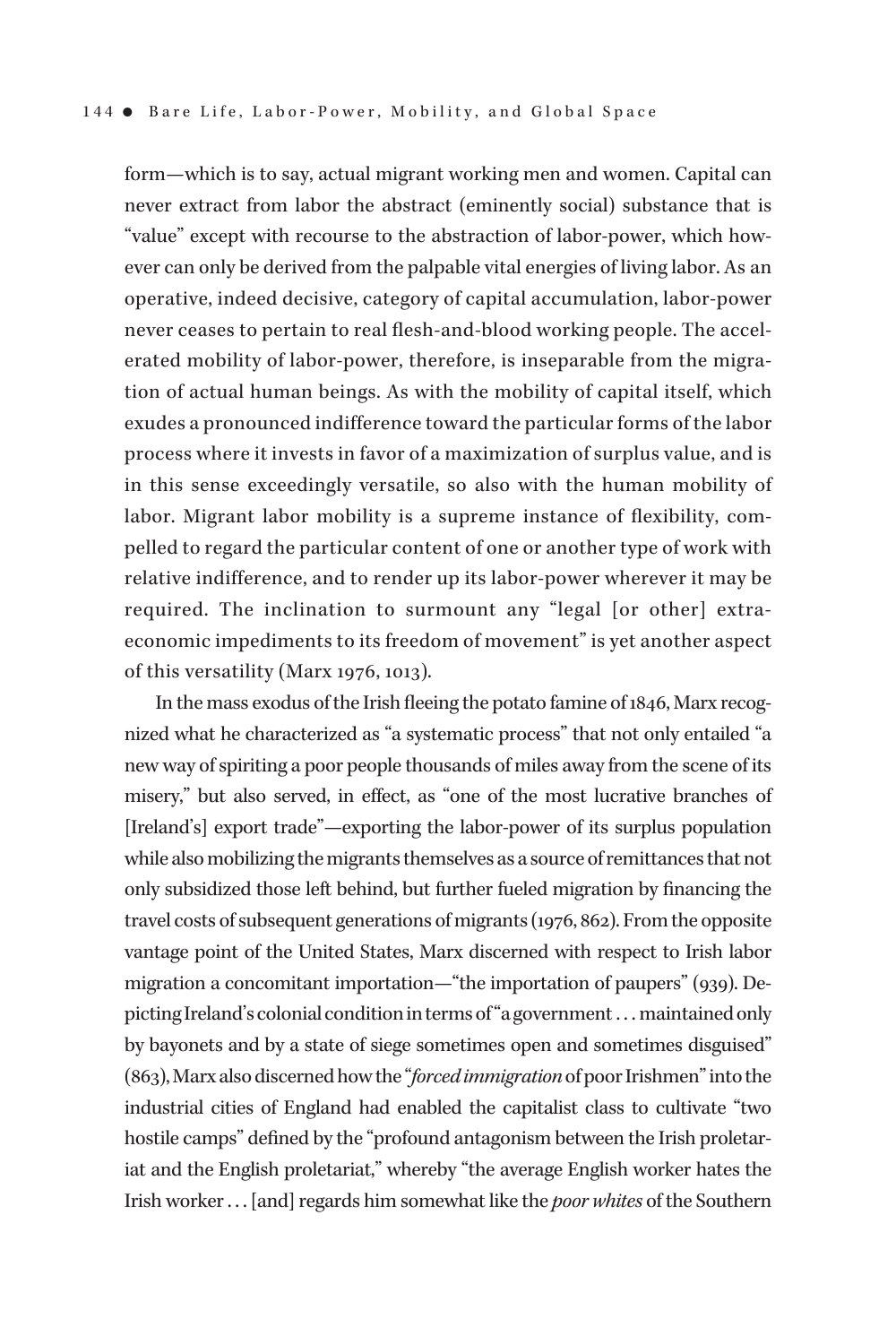form—which is to say, actual migrant working men and women. Capital can never extract from labor the abstract (eminently social) substance that is "value" except with recourse to the abstraction of labor-power, which however can only be derived from the palpable vital energies of living labor. As an operative, indeed decisive, category of capital accumulation, labor-power never ceases to pertain to real flesh-and-blood working people. The accelerated mobility of labor-power, therefore, is inseparable from the migration of actual human beings. As with the mobility of capital itself, which exudes a pronounced indifference toward the particular forms of the labor process where it invests in favor of a maximization of surplus value, and is in this sense exceedingly versatile, so also with the human mobility of labor. Migrant labor mobility is a supreme instance of flexibility, compelled to regard the particular content of one or another type of work with relative indifference, and to render up its labor-power wherever it may be required. The inclination to surmount any "legal [or other] extra-economic impediments to its freedom of movement" is yet another aspect of this versatility (Marx 1976, 1013).

In the mass exodus of the Irish fleeing the potato famine of 1846, Marx recognized what he characterized as "a systematic process" that not only entailed "a new way of spiriting a poor people thousands of miles away from the scene of its misery," but also served, in effect, as "one of the most lucrative branches of [Ireland's] export trade"—exporting the labor-power of its surplus population while also mobilizing the migrants themselves as a source of remittances that not only subsidized those left behind, but further fueled migration by financing the travel costs of subsequent generations of migrants (1976, 862). From the opposite vantage point of the United States, Marx discerned with respect to Irish labor migration a concomitant importation—"the importation of paupers" (939). Depicting Ireland's colonial condition in terms of "a government . . . maintained only by bayonets and by a state of siege sometimes open and sometimes disguised" (863), Marx also discerned how the "*forced immigration* of poor Irishmen" into the industrial cities of England had enabled the capitalist class to cultivate "two hostile camps" defined by the "profound antagonism between the Irish proletariat and the English proletariat," whereby "the average English worker hates the Irish worker . . . [and] regards him somewhat like the *poor whites* of the Southern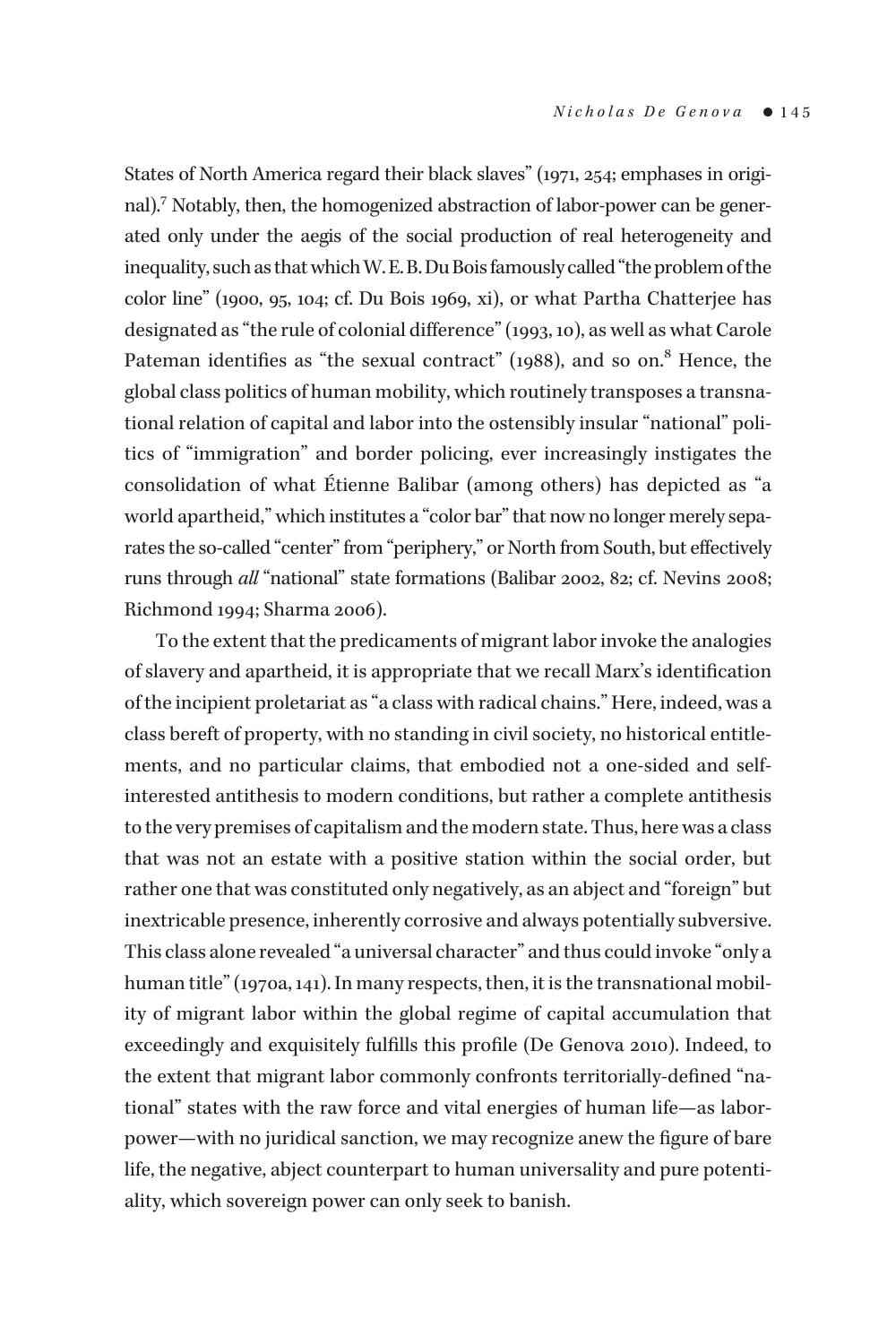States of North America regard their black slaves" (1971, 254; emphases in original).[7] Notably, then, the homogenized abstraction of labor-power can be generated only under the aegis of the social production of real heterogeneity and inequality, such as that which W. E. B. Du Bois famously called "the problem of the color line" (1900, 95, 104; cf. Du Bois 1969, xi), or what Partha Chatterjee has designated as "the rule of colonial difference" (1993, 10), as well as what Carole Pateman identifies as "the sexual contract" (1988), and so on.[8] Hence, the global class politics of human mobility, which routinely transposes a transnational relation of capital and labor into the ostensibly insular "national" politics of "immigration" and border policing, ever increasingly instigates the consolidation of what Étienne Balibar (among others) has depicted as "a world apartheid," which institutes a "color bar" that now no longer merely separates the so-called "center" from "periphery," or North from South, but effectively runs through *all* "national" state formations (Balibar 2002, 82; cf. Nevins 2008; Richmond 1994; Sharma 2006).

To the extent that the predicaments of migrant labor invoke the analogies of slavery and apartheid, it is appropriate that we recall Marx's identification of the incipient proletariat as "a class with radical chains." Here, indeed, was a class bereft of property, with no standing in civil society, no historical entitlements, and no particular claims, that embodied not a one-sided and self-interested antithesis to modern conditions, but rather a complete antithesis to the very premises of capitalism and the modern state. Thus, here was a class that was not an estate with a positive station within the social order, but rather one that was constituted only negatively, as an abject and "foreign" but inextricable presence, inherently corrosive and always potentially subversive. This class alone revealed "a universal character" and thus could invoke "only a human title" (1970a, 141). In many respects, then, it is the transnational mobility of migrant labor within the global regime of capital accumulation that exceedingly and exquisitely fulfills this profile (De Genova 2010). Indeed, to the extent that migrant labor commonly confronts territorially-defined "national" states with the raw force and vital energies of human life—as labor-power—with no juridical sanction, we may recognize anew the figure of bare life, the negative, abject counterpart to human universality and pure potentiality, which sovereign power can only seek to banish.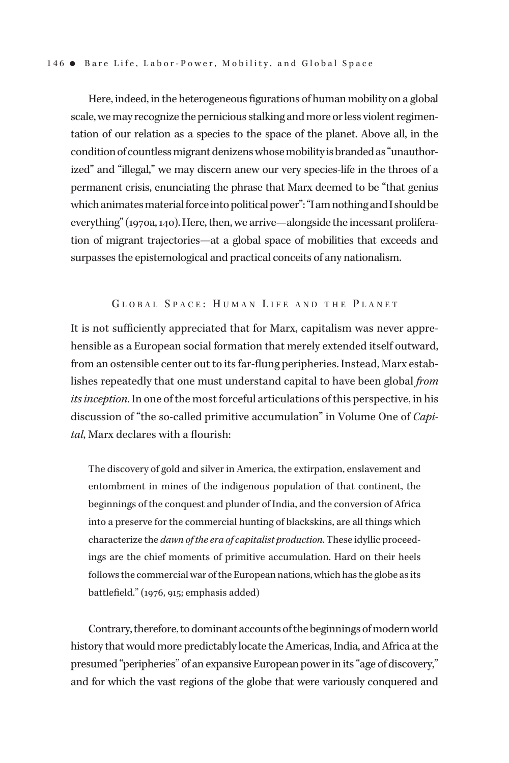Here, indeed, in the heterogeneous figurations of human mobility on a global scale, we may recognize the pernicious stalking and more or less violent regimentation of our relation as a species to the space of the planet. Above all, in the condition of countless migrant denizens whose mobility is branded as "unauthorized" and "illegal," we may discern anew our very species-life in the throes of a permanent crisis, enunciating the phrase that Marx deemed to be "that genius which animates material force into political power": "I am nothing and I should be everything" (1970a, 140). Here, then, we arrive—alongside the incessant proliferation of migrant trajectories—at a global space of mobilities that exceeds and surpasses the epistemological and practical conceits of any nationalism.

## Global Space: Human Life and the Planet

It is not sufficiently appreciated that for Marx, capitalism was never apprehensible as a European social formation that merely extended itself outward, from an ostensible center out to its far-flung peripheries. Instead, Marx establishes repeatedly that one must understand capital to have been global *from its inception.* In one of the most forceful articulations of this perspective, in his discussion of "the so-called primitive accumulation" in Volume One of *Capital*, Marx declares with a flourish:

> The discovery of gold and silver in America, the extirpation, enslavement and entombment in mines of the indigenous population of that continent, the beginnings of the conquest and plunder of India, and the conversion of Africa into a preserve for the commercial hunting of blackskins, are all things which characterize the *dawn of the era of capitalist production.* These idyllic proceedings are the chief moments of primitive accumulation. Hard on their heels follows the commercial war of the European nations, which has the globe as its battlefield." (1976, 915; emphasis added)

Contrary, therefore, to dominant accounts of the beginnings of modern world history that would more predictably locate the Americas, India, and Africa at the presumed "peripheries" of an expansive European power in its "age of discovery," and for which the vast regions of the globe that were variously conquered and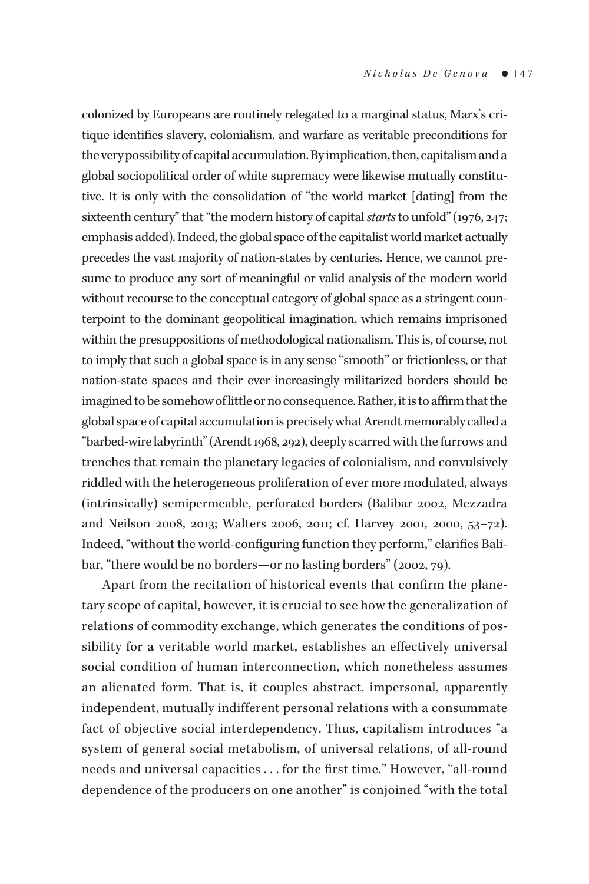colonized by Europeans are routinely relegated to a marginal status, Marx's critique identifies slavery, colonialism, and warfare as veritable preconditions for the very possibility of capital accumulation. By implication, then, capitalism and a global sociopolitical order of white supremacy were likewise mutually constitutive. It is only with the consolidation of "the world market [dating] from the sixteenth century" that "the modern history of capital *starts* to unfold" (1976, 247; emphasis added). Indeed, the global space of the capitalist world market actually precedes the vast majority of nation-states by centuries. Hence, we cannot presume to produce any sort of meaningful or valid analysis of the modern world without recourse to the conceptual category of global space as a stringent counterpoint to the dominant geopolitical imagination, which remains imprisoned within the presuppositions of methodological nationalism. This is, of course, not to imply that such a global space is in any sense "smooth" or frictionless, or that nation-state spaces and their ever increasingly militarized borders should be imagined to be somehow of little or no consequence. Rather, it is to affirm that the global space of capital accumulation is precisely what Arendt memorably called a "barbed-wire labyrinth" (Arendt 1968, 292), deeply scarred with the furrows and trenches that remain the planetary legacies of colonialism, and convulsively riddled with the heterogeneous proliferation of ever more modulated, always (intrinsically) semipermeable, perforated borders (Balibar 2002, Mezzadra and Neilson 2008, 2013; Walters 2006, 2011; cf. Harvey 2001, 2000, 53–72). Indeed, "without the world-configuring function they perform," clarifies Balibar, "there would be no borders—or no lasting borders" (2002, 79).

Apart from the recitation of historical events that confirm the planetary scope of capital, however, it is crucial to see how the generalization of relations of commodity exchange, which generates the conditions of possibility for a veritable world market, establishes an effectively universal social condition of human interconnection, which nonetheless assumes an alienated form. That is, it couples abstract, impersonal, apparently independent, mutually indifferent personal relations with a consummate fact of objective social interdependency. Thus, capitalism introduces "a system of general social metabolism, of universal relations, of all-round needs and universal capacities . . . for the first time." However, "all-round dependence of the producers on one another" is conjoined "with the total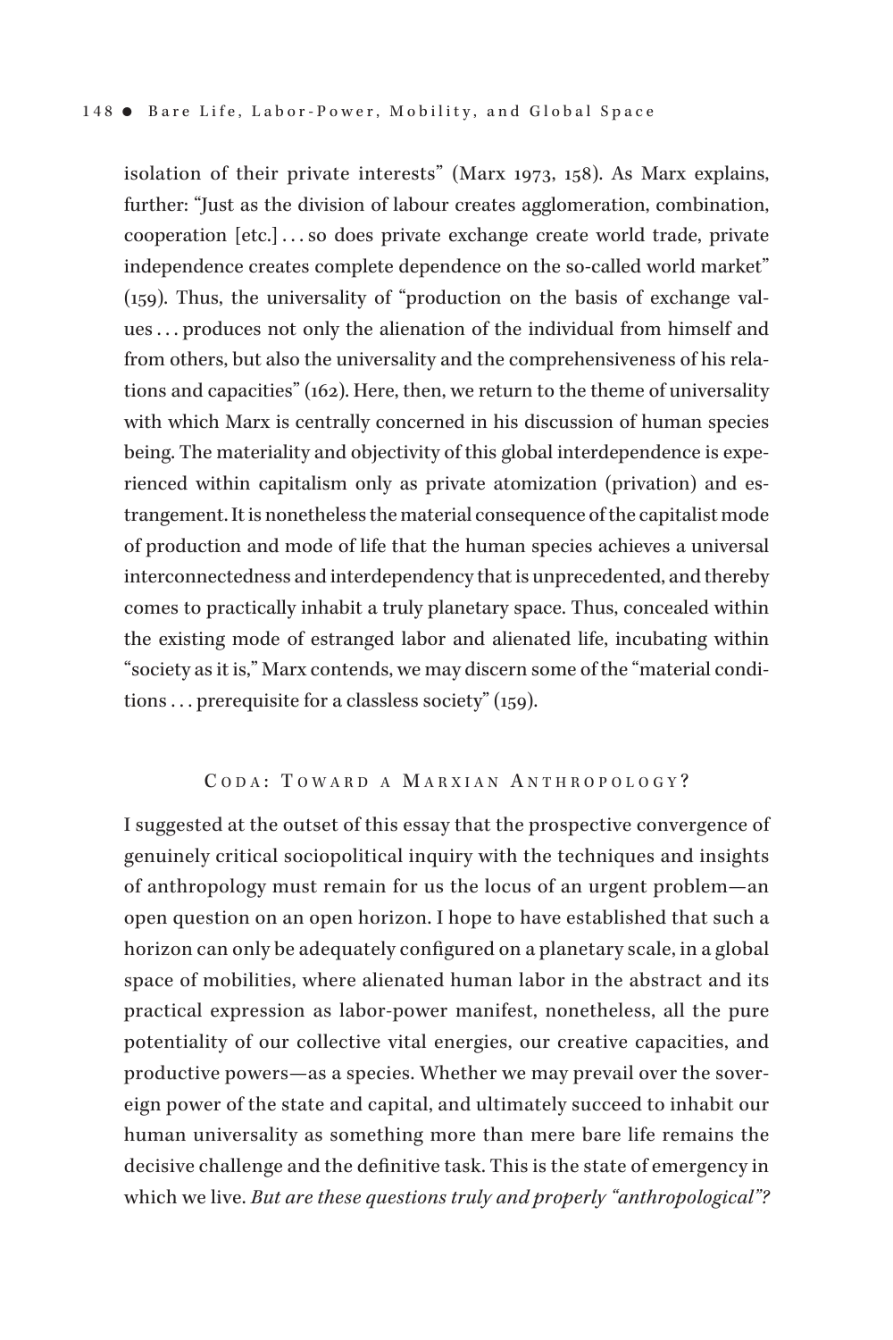isolation of their private interests" (Marx 1973, 158). As Marx explains, further: "Just as the division of labour creates agglomeration, combination, cooperation [etc.] . . . so does private exchange create world trade, private independence creates complete dependence on the so-called world market" (159). Thus, the universality of "production on the basis of exchange values . . . produces not only the alienation of the individual from himself and from others, but also the universality and the comprehensiveness of his relations and capacities" (162). Here, then, we return to the theme of universality with which Marx is centrally concerned in his discussion of human species being. The materiality and objectivity of this global interdependence is experienced within capitalism only as private atomization (privation) and estrangement. It is nonetheless the material consequence of the capitalist mode of production and mode of life that the human species achieves a universal interconnectedness and interdependency that is unprecedented, and thereby comes to practically inhabit a truly planetary space. Thus, concealed within the existing mode of estranged labor and alienated life, incubating within "society as it is," Marx contends, we may discern some of the "material conditions . . . prerequisite for a classless society" (159).

## Coda: Toward a Marxian Anthropology?

I suggested at the outset of this essay that the prospective convergence of genuinely critical sociopolitical inquiry with the techniques and insights of anthropology must remain for us the locus of an urgent problem—an open question on an open horizon. I hope to have established that such a horizon can only be adequately configured on a planetary scale, in a global space of mobilities, where alienated human labor in the abstract and its practical expression as labor-power manifest, nonetheless, all the pure potentiality of our collective vital energies, our creative capacities, and productive powers—as a species. Whether we may prevail over the sovereign power of the state and capital, and ultimately succeed to inhabit our human universality as something more than mere bare life remains the decisive challenge and the definitive task. This is the state of emergency in which we live. *But are these questions truly and properly "anthropological"?*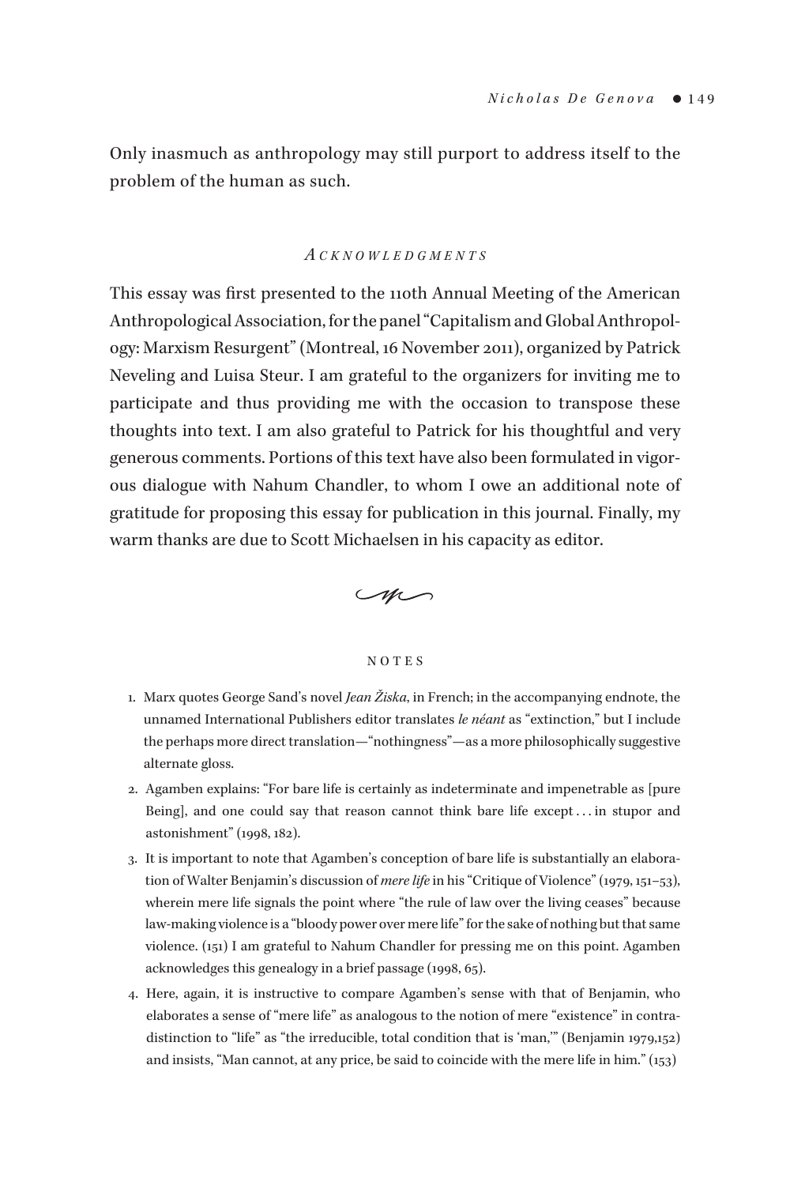Only inasmuch as anthropology may still purport to address itself to the problem of the human as such.

## Acknowledgments

This essay was first presented to the 110th Annual Meeting of the American Anthropological Association, for the panel "Capitalism and Global Anthropology: Marxism Resurgent" (Montreal, 16 November 2011), organized by Patrick Neveling and Luisa Steur. I am grateful to the organizers for inviting me to participate and thus providing me with the occasion to transpose these thoughts into text. I am also grateful to Patrick for his thoughtful and very generous comments. Portions of this text have also been formulated in vigorous dialogue with Nahum Chandler, to whom I owe an additional note of gratitude for proposing this essay for publication in this journal. Finally, my warm thanks are due to Scott Michaelsen in his capacity as editor.

## Notes

1. Marx quotes George Sand's novel *Jean Žiska*, in French; in the accompanying endnote, the unnamed International Publishers editor translates *le néant* as "extinction," but I include the perhaps more direct translation—"nothingness"—as a more philosophically suggestive alternate gloss.
2. Agamben explains: "For bare life is certainly as indeterminate and impenetrable as [pure Being], and one could say that reason cannot think bare life except . . . in stupor and astonishment" (1998, 182).
3. It is important to note that Agamben's conception of bare life is substantially an elaboration of Walter Benjamin's discussion of *mere life* in his "Critique of Violence" (1979, 151–53), wherein mere life signals the point where "the rule of law over the living ceases" because law-making violence is a "bloody power over mere life" for the sake of nothing but that same violence. (151) I am grateful to Nahum Chandler for pressing me on this point. Agamben acknowledges this genealogy in a brief passage (1998, 65).
4. Here, again, it is instructive to compare Agamben's sense with that of Benjamin, who elaborates a sense of "mere life" as analogous to the notion of mere "existence" in contradistinction to "life" as "the irreducible, total condition that is 'man,'" (Benjamin 1979,152) and insists, "Man cannot, at any price, be said to coincide with the mere life in him." (153)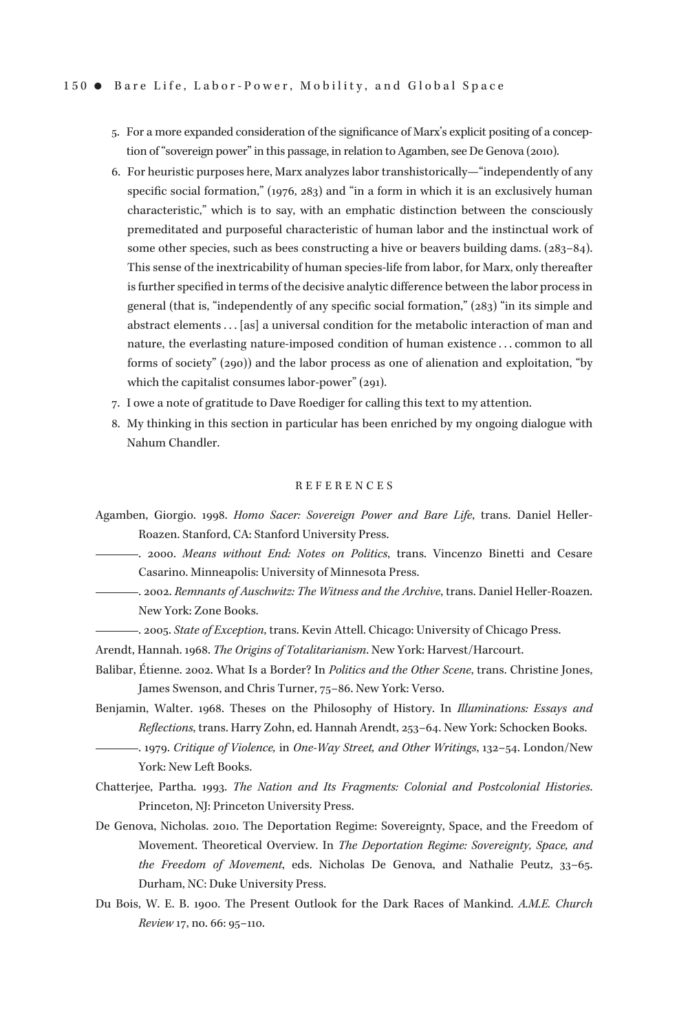5. For a more expanded consideration of the significance of Marx's explicit positing of a conception of "sovereign power" in this passage, in relation to Agamben, see De Genova (2010).
6. For heuristic purposes here, Marx analyzes labor transhistorically—"independently of any specific social formation," (1976, 283) and "in a form in which it is an exclusively human characteristic," which is to say, with an emphatic distinction between the consciously premeditated and purposeful characteristic of human labor and the instinctual work of some other species, such as bees constructing a hive or beavers building dams. (283–84). This sense of the inextricability of human species-life from labor, for Marx, only thereafter is further specified in terms of the decisive analytic difference between the labor process in general (that is, "independently of any specific social formation," (283) "in its simple and abstract elements . . . [as] a universal condition for the metabolic interaction of man and nature, the everlasting nature-imposed condition of human existence . . . common to all forms of society" (290)) and the labor process as one of alienation and exploitation, "by which the capitalist consumes labor-power" (291).
7. I owe a note of gratitude to Dave Roediger for calling this text to my attention.
8. My thinking in this section in particular has been enriched by my ongoing dialogue with Nahum Chandler.

## REFERENCES

Agamben, Giorgio. 1998. *Homo Sacer: Sovereign Power and Bare Life*, trans. Daniel Heller-Roazen. Stanford, CA: Stanford University Press.

———. 2000. *Means without End: Notes on Politics*, trans. Vincenzo Binetti and Cesare Casarino. Minneapolis: University of Minnesota Press.

———. 2002. *Remnants of Auschwitz: The Witness and the Archive*, trans. Daniel Heller-Roazen. New York: Zone Books.

———. 2005. *State of Exception*, trans. Kevin Attell. Chicago: University of Chicago Press.

Arendt, Hannah. 1968. *The Origins of Totalitarianism*. New York: Harvest/Harcourt.

Balibar, Étienne. 2002. What Is a Border? In *Politics and the Other Scene*, trans. Christine Jones, James Swenson, and Chris Turner, 75–86. New York: Verso.

Benjamin, Walter. 1968. Theses on the Philosophy of History. In *Illuminations: Essays and Reflections*, trans. Harry Zohn, ed. Hannah Arendt, 253–64. New York: Schocken Books.

———. 1979. *Critique of Violence,* in *One-Way Street, and Other Writings*, 132–54. London/New York: New Left Books.

Chatterjee, Partha. 1993. *The Nation and Its Fragments: Colonial and Postcolonial Histories*. Princeton, NJ: Princeton University Press.

De Genova, Nicholas. 2010. The Deportation Regime: Sovereignty, Space, and the Freedom of Movement. Theoretical Overview. In *The Deportation Regime: Sovereignty, Space, and the Freedom of Movement*, eds. Nicholas De Genova, and Nathalie Peutz, 33–65. Durham, NC: Duke University Press.

Du Bois, W. E. B. 1900. The Present Outlook for the Dark Races of Mankind. *A.M.E. Church Review* 17, no. 66: 95–110.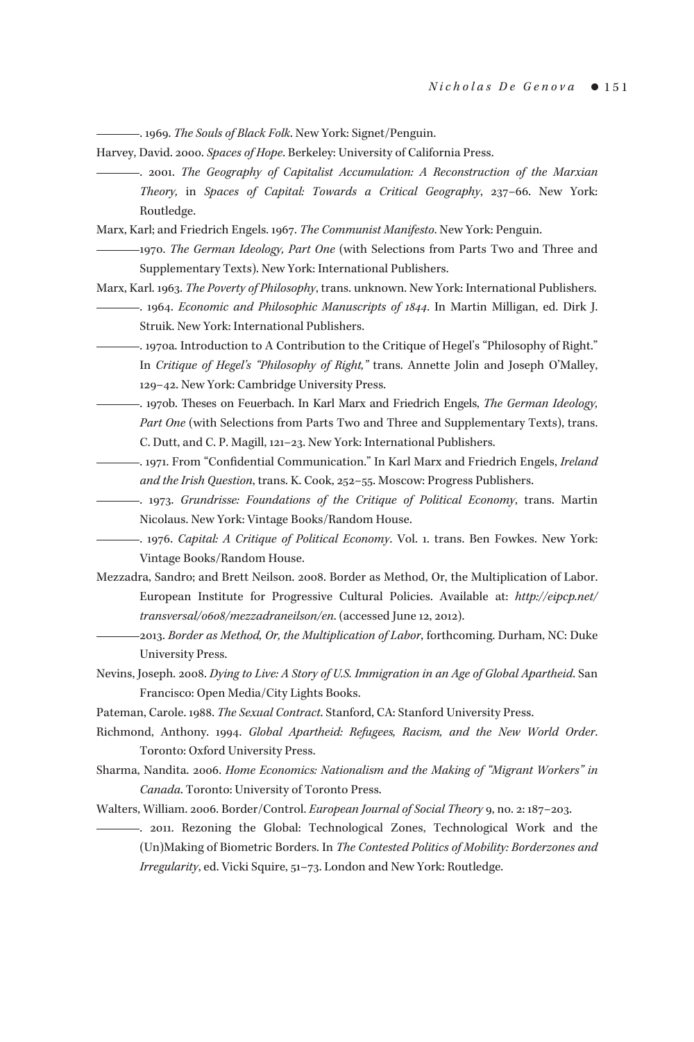———. 1969. *The Souls of Black Folk*. New York: Signet/Penguin.

Harvey, David. 2000. *Spaces of Hope*. Berkeley: University of California Press.

———. 2001. *The Geography of Capitalist Accumulation: A Reconstruction of the Marxian Theory,* in *Spaces of Capital: Towards a Critical Geography*, 237–66. New York: Routledge.

Marx, Karl; and Friedrich Engels. 1967. *The Communist Manifesto*. New York: Penguin.

———1970. *The German Ideology, Part One* (with Selections from Parts Two and Three and Supplementary Texts). New York: International Publishers.

Marx, Karl. 1963. *The Poverty of Philosophy*, trans. unknown. New York: International Publishers.

———. 1964. *Economic and Philosophic Manuscripts of 1844*. In Martin Milligan, ed. Dirk J. Struik. New York: International Publishers.

———. 1970a. Introduction to A Contribution to the Critique of Hegel's "Philosophy of Right." In *Critique of Hegel's "Philosophy of Right,"* trans. Annette Jolin and Joseph O'Malley, 129–42. New York: Cambridge University Press.

———. 1970b. Theses on Feuerbach. In Karl Marx and Friedrich Engels, *The German Ideology, Part One* (with Selections from Parts Two and Three and Supplementary Texts), trans. C. Dutt, and C. P. Magill, 121–23. New York: International Publishers.

———. 1971. From "Confidential Communication." In Karl Marx and Friedrich Engels, *Ireland and the Irish Question*, trans. K. Cook, 252–55. Moscow: Progress Publishers.

———. 1973. *Grundrisse: Foundations of the Critique of Political Economy*, trans. Martin Nicolaus. New York: Vintage Books/Random House.

———. 1976. *Capital: A Critique of Political Economy*. Vol. 1. trans. Ben Fowkes. New York: Vintage Books/Random House.

Mezzadra, Sandro; and Brett Neilson. 2008. Border as Method, Or, the Multiplication of Labor. European Institute for Progressive Cultural Policies. Available at: *http://eipcp.net/transversal/0608/mezzadraneilson/en*. (accessed June 12, 2012).

———2013. *Border as Method, Or, the Multiplication of Labor*, forthcoming. Durham, NC: Duke University Press.

Nevins, Joseph. 2008. *Dying to Live: A Story of U.S. Immigration in an Age of Global Apartheid*. San Francisco: Open Media/City Lights Books.

Pateman, Carole. 1988. *The Sexual Contract*. Stanford, CA: Stanford University Press.

Richmond, Anthony. 1994. *Global Apartheid: Refugees, Racism, and the New World Order*. Toronto: Oxford University Press.

Sharma, Nandita. 2006. *Home Economics: Nationalism and the Making of "Migrant Workers" in Canada*. Toronto: University of Toronto Press.

Walters, William. 2006. Border/Control. *European Journal of Social Theory* 9, no. 2: 187–203.

———. 2011. Rezoning the Global: Technological Zones, Technological Work and the (Un)Making of Biometric Borders. In *The Contested Politics of Mobility: Borderzones and Irregularity*, ed. Vicki Squire, 51–73. London and New York: Routledge.